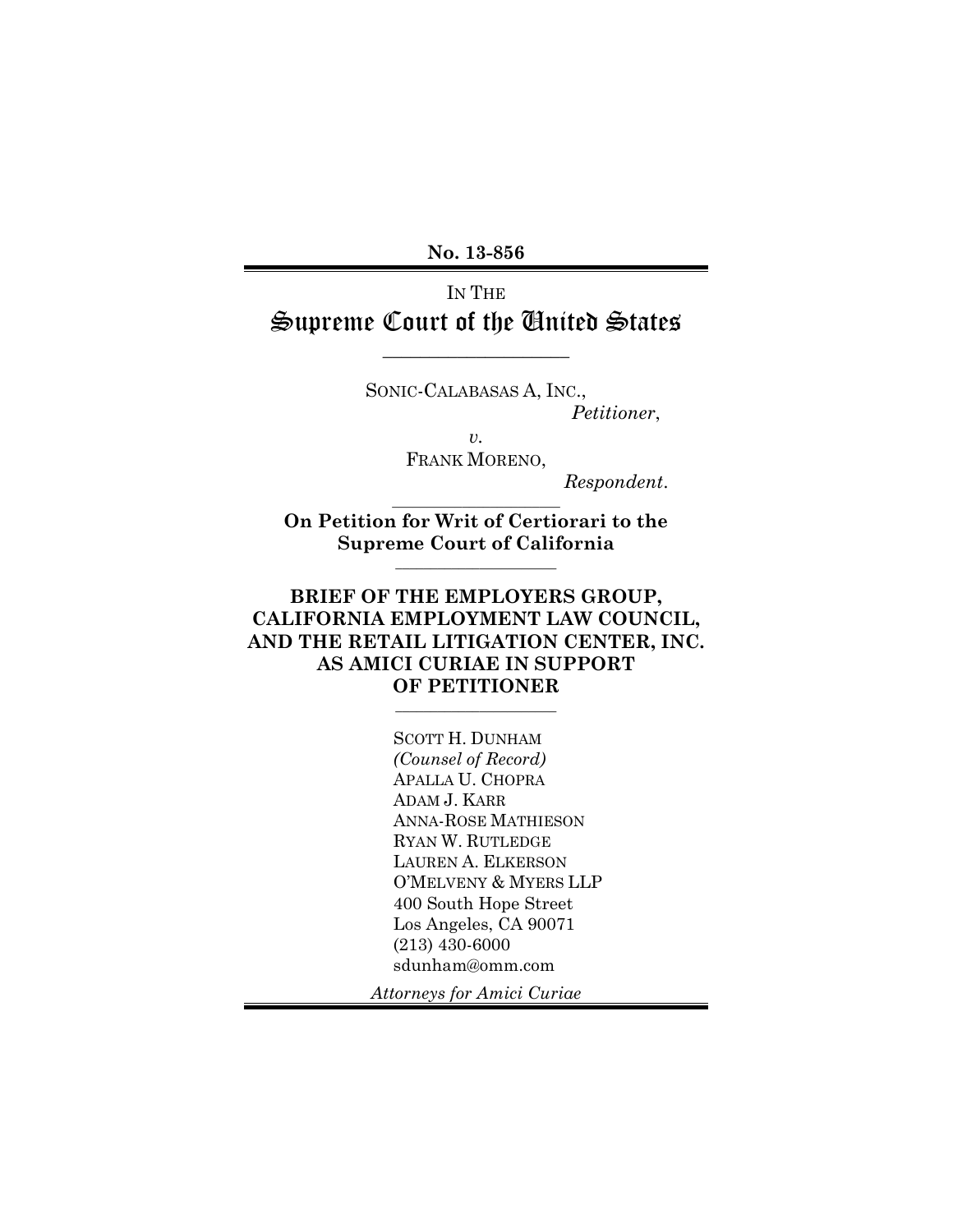**No. 13-856**

IN THE

# Supreme Court of the United States

---

SONIC-CALABASAS A, INC.,

*Petitioner*,

*v.*

FRANK MORENO,

*Respondent*.

---

**On Petition for Writ of Certiorari to the Supreme Court of California**

---

**BRIEF OF THE EMPLOYERS GROUP, CALIFORNIA EMPLOYMENT LAW COUNCIL, AND THE RETAIL LITIGATION CENTER, INC. AS AMICI CURIAE IN SUPPORT OF PETITIONER**

---

SCOTT H. DUNHAM
*(Counsel of Record)*
APALLA U. CHOPRA
ADAM J. KARR
ANNA-ROSE MATHIESON
RYAN W. RUTLEDGE
LAUREN A. ELKERSON
O'MELVENY & MYERS LLP
400 South Hope Street
Los Angeles, CA 90071
(213) 430-6000
sdunham@omm.com

*Attorneys for Amici Curiae*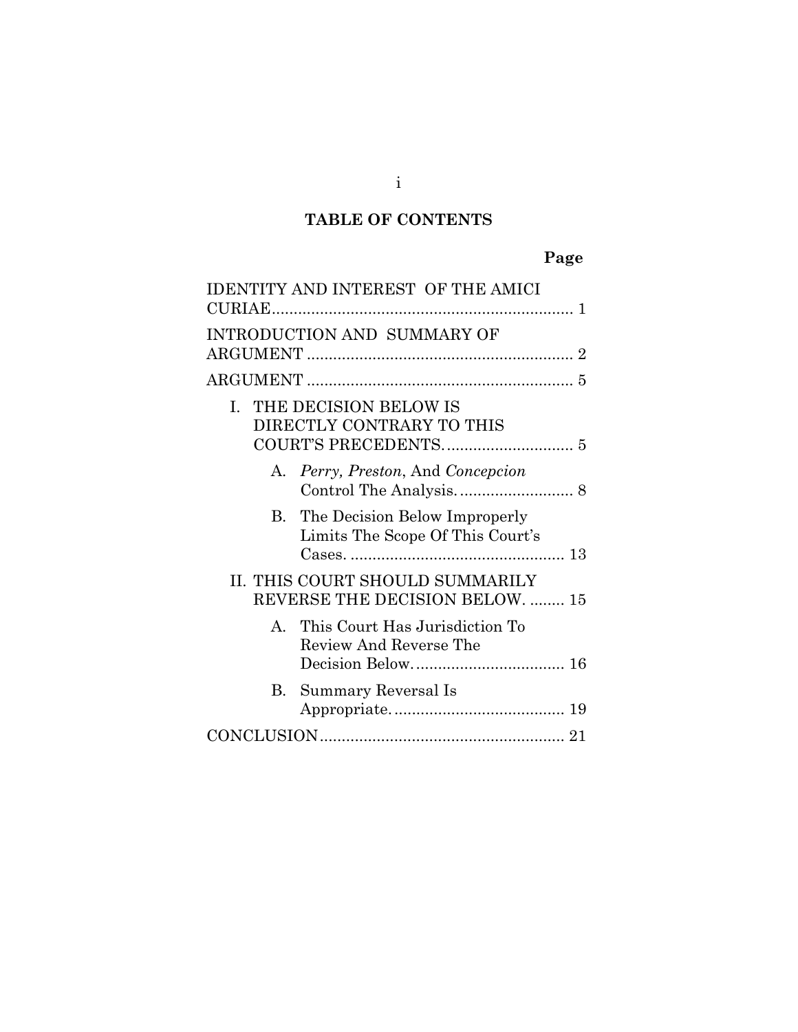# TABLE OF CONTENTS

| | Page |
|---|---|
| IDENTITY AND INTEREST OF THE AMICI CURIAE | 1 |
| INTRODUCTION AND SUMMARY OF ARGUMENT | 2 |
| ARGUMENT | 5 |
| I. THE DECISION BELOW IS DIRECTLY CONTRARY TO THIS COURT'S PRECEDENTS. | 5 |
| A. *Perry, Preston*, And *Concepcion* Control The Analysis. | 8 |
| B. The Decision Below Improperly Limits The Scope Of This Court's Cases. | 13 |
| II. THIS COURT SHOULD SUMMARILY REVERSE THE DECISION BELOW. | 15 |
| A. This Court Has Jurisdiction To Review And Reverse The Decision Below. | 16 |
| B. Summary Reversal Is Appropriate. | 19 |
| CONCLUSION | 21 |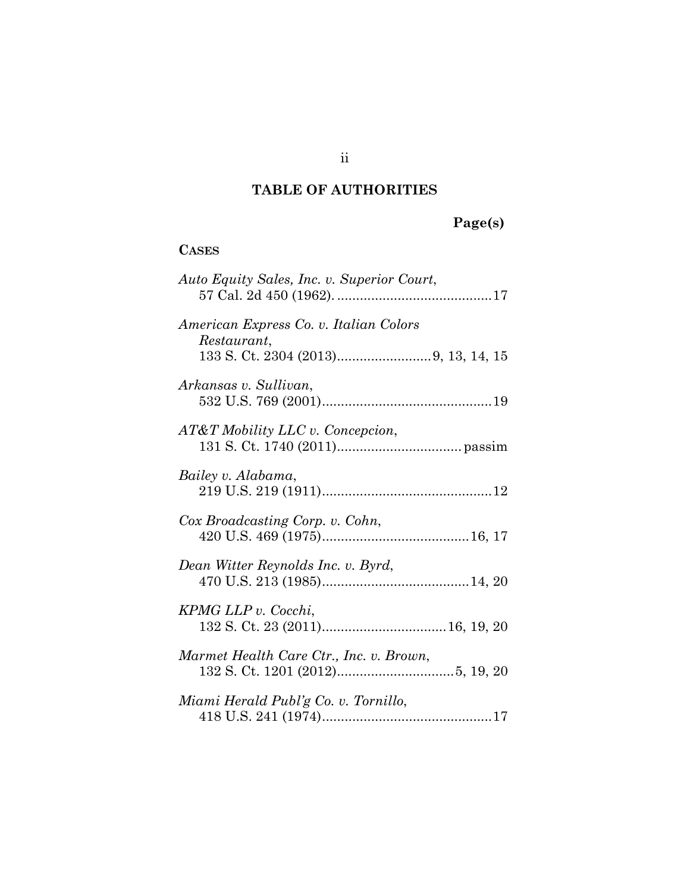## TABLE OF AUTHORITIES

**Page(s)**

**CASES**

*Auto Equity Sales, Inc. v. Superior Court*,
57 Cal. 2d 450 (1962). ........................................17

*American Express Co. v. Italian Colors Restaurant*,
133 S. Ct. 2304 (2013).........................9, 13, 14, 15

*Arkansas v. Sullivan*,
532 U.S. 769 (2001)............................................19

*AT&T Mobility LLC v. Concepcion*,
131 S. Ct. 1740 (2011)................................. passim

*Bailey v. Alabama*,
219 U.S. 219 (1911)............................................12

*Cox Broadcasting Corp. v. Cohn*,
420 U.S. 469 (1975).......................................16, 17

*Dean Witter Reynolds Inc. v. Byrd*,
470 U.S. 213 (1985).......................................14, 20

*KPMG LLP v. Cocchi*,
132 S. Ct. 23 (2011).................................16, 19, 20

*Marmet Health Care Ctr., Inc. v. Brown*,
132 S. Ct. 1201 (2012)...............................5, 19, 20

*Miami Herald Publ'g Co. v. Tornillo*,
418 U.S. 241 (1974)............................................17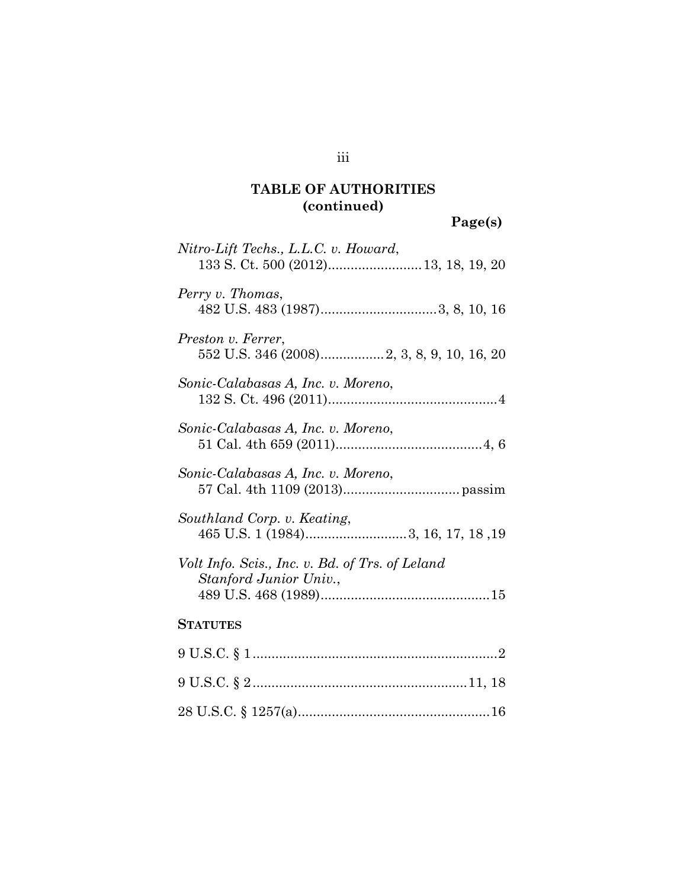## TABLE OF AUTHORITIES (continued)

**Page(s)**

*Nitro-Lift Techs., L.L.C. v. Howard*,
133 S. Ct. 500 (2012) ........................ 13, 18, 19, 20

*Perry v. Thomas*,
482 U.S. 483 (1987) .............................. 3, 8, 10, 16

*Preston v. Ferrer*,
552 U.S. 346 (2008) ................ 2, 3, 8, 9, 10, 16, 20

*Sonic-Calabasas A, Inc. v. Moreno*,
132 S. Ct. 496 (2011) ............................................ 4

*Sonic-Calabasas A, Inc. v. Moreno*,
51 Cal. 4th 659 (2011) ...................................... 4, 6

*Sonic-Calabasas A, Inc. v. Moreno*,
57 Cal. 4th 1109 (2013) .............................. passim

*Southland Corp. v. Keating*,
465 U.S. 1 (1984) .......................... 3, 16, 17, 18 ,19

*Volt Info. Scis., Inc. v. Bd. of Trs. of Leland Stanford Junior Univ.*,
489 U.S. 468 (1989) ............................................ 15

### STATUTES

9 U.S.C. § 1 ................................................................ 2

9 U.S.C. § 2 ........................................................ 11, 18

28 U.S.C. § 1257(a) .................................................. 16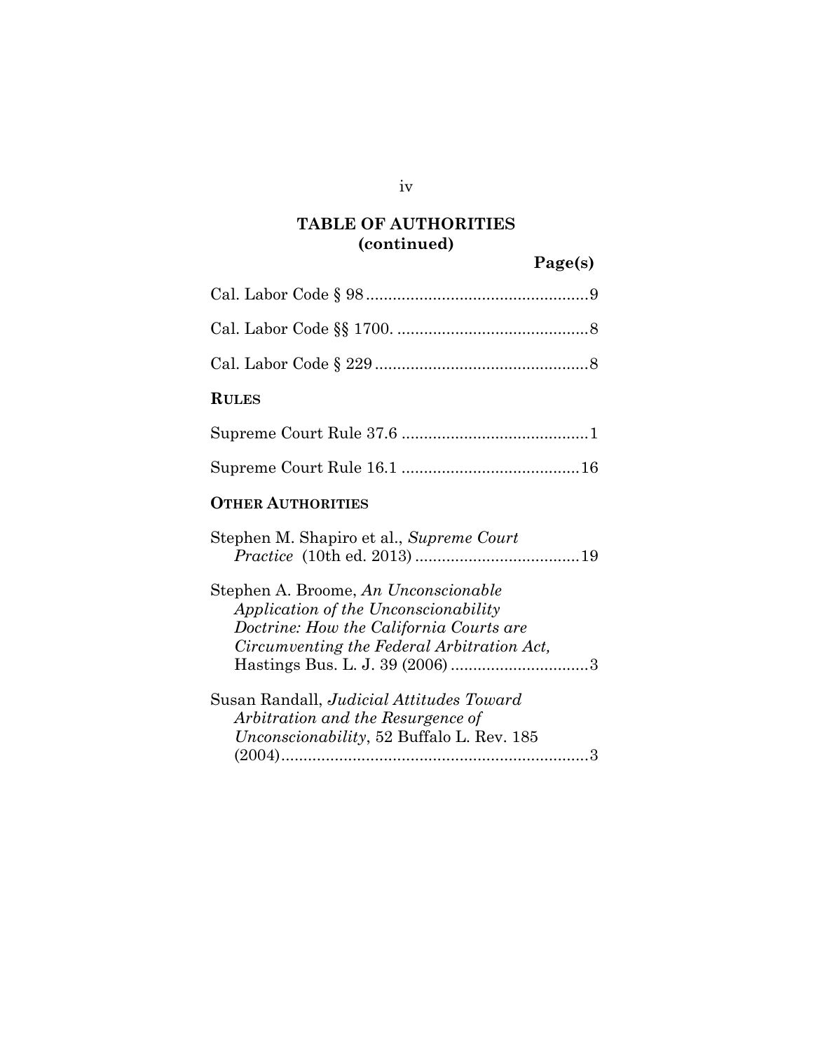**TABLE OF AUTHORITIES (continued)**

**Page(s)**

Cal. Labor Code § 98 .................................................9

Cal. Labor Code §§ 1700. ..........................................8

Cal. Labor Code § 229 ...............................................8

**RULES**

Supreme Court Rule 37.6 ..........................................1

Supreme Court Rule 16.1 ........................................16

**OTHER AUTHORITIES**

Stephen M. Shapiro et al., *Supreme Court Practice* (10th ed. 2013) .....................................19

Stephen A. Broome, *An Unconscionable Application of the Unconscionability Doctrine: How the California Courts are Circumventing the Federal Arbitration Act,* Hastings Bus. L. J. 39 (2006) ...............................3

Susan Randall, *Judicial Attitudes Toward Arbitration and the Resurgence of Unconscionability*, 52 Buffalo L. Rev. 185 (2004).....................................................................3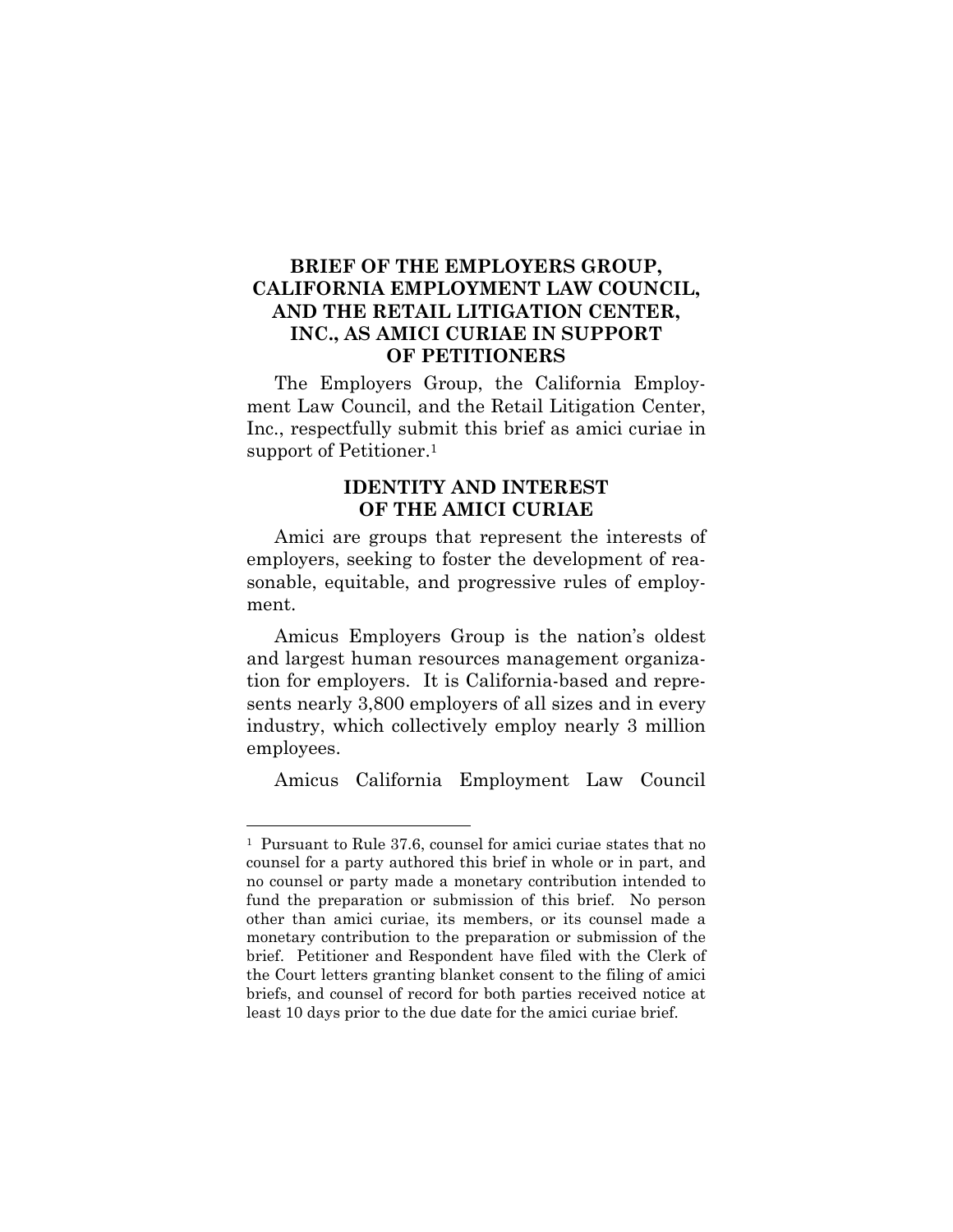# BRIEF OF THE EMPLOYERS GROUP, CALIFORNIA EMPLOYMENT LAW COUNCIL, AND THE RETAIL LITIGATION CENTER, INC., AS AMICI CURIAE IN SUPPORT OF PETITIONERS

The Employers Group, the California Employment Law Council, and the Retail Litigation Center, Inc., respectfully submit this brief as amici curiae in support of Petitioner.[1]

## IDENTITY AND INTEREST OF THE AMICI CURIAE

Amici are groups that represent the interests of employers, seeking to foster the development of reasonable, equitable, and progressive rules of employment.

Amicus Employers Group is the nation's oldest and largest human resources management organization for employers. It is California-based and represents nearly 3,800 employers of all sizes and in every industry, which collectively employ nearly 3 million employees.

Amicus California Employment Law Council

---

[1] Pursuant to Rule 37.6, counsel for amici curiae states that no counsel for a party authored this brief in whole or in part, and no counsel or party made a monetary contribution intended to fund the preparation or submission of this brief. No person other than amici curiae, its members, or its counsel made a monetary contribution to the preparation or submission of the brief. Petitioner and Respondent have filed with the Clerk of the Court letters granting blanket consent to the filing of amici briefs, and counsel of record for both parties received notice at least 10 days prior to the due date for the amici curiae brief.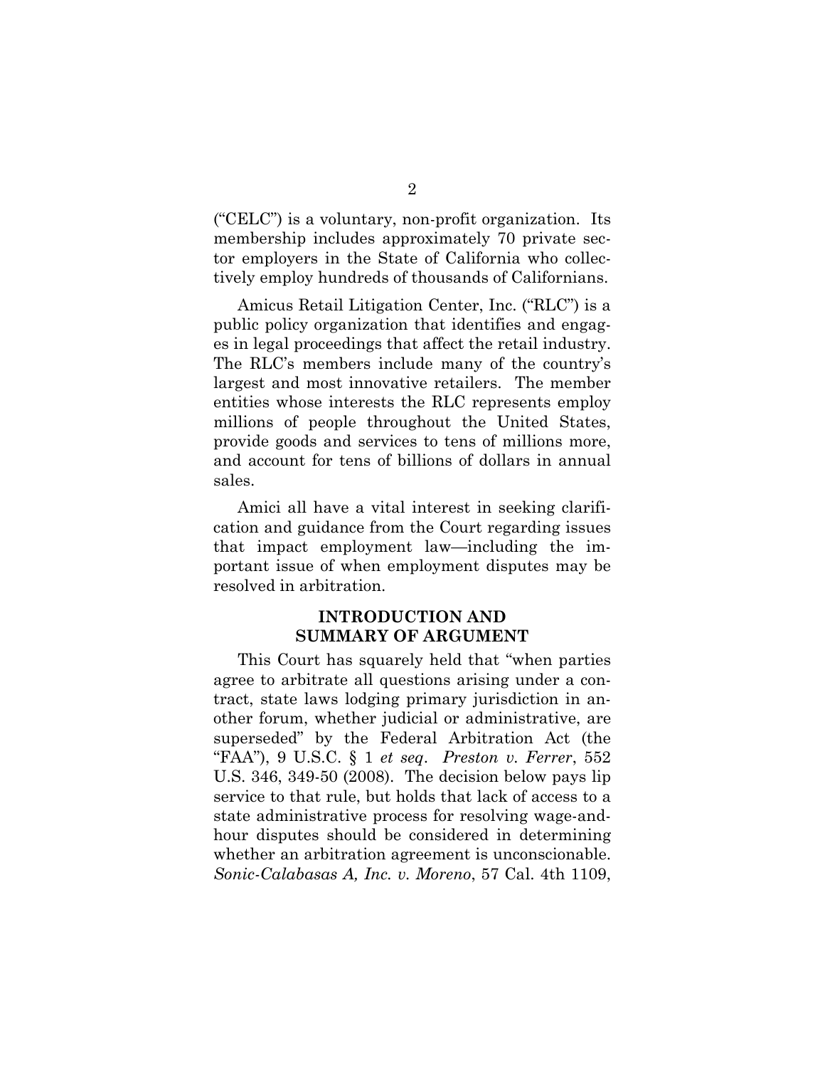("CELC") is a voluntary, non-profit organization. Its membership includes approximately 70 private sector employers in the State of California who collectively employ hundreds of thousands of Californians.

Amicus Retail Litigation Center, Inc. ("RLC") is a public policy organization that identifies and engages in legal proceedings that affect the retail industry. The RLC's members include many of the country's largest and most innovative retailers. The member entities whose interests the RLC represents employ millions of people throughout the United States, provide goods and services to tens of millions more, and account for tens of billions of dollars in annual sales.

Amici all have a vital interest in seeking clarification and guidance from the Court regarding issues that impact employment law—including the important issue of when employment disputes may be resolved in arbitration.

## INTRODUCTION AND SUMMARY OF ARGUMENT

This Court has squarely held that "when parties agree to arbitrate all questions arising under a contract, state laws lodging primary jurisdiction in another forum, whether judicial or administrative, are superseded" by the Federal Arbitration Act (the "FAA"), 9 U.S.C. § 1 *et seq*. *Preston v. Ferrer*, 552 U.S. 346, 349-50 (2008). The decision below pays lip service to that rule, but holds that lack of access to a state administrative process for resolving wage-and-hour disputes should be considered in determining whether an arbitration agreement is unconscionable. *Sonic-Calabasas A, Inc. v. Moreno*, 57 Cal. 4th 1109,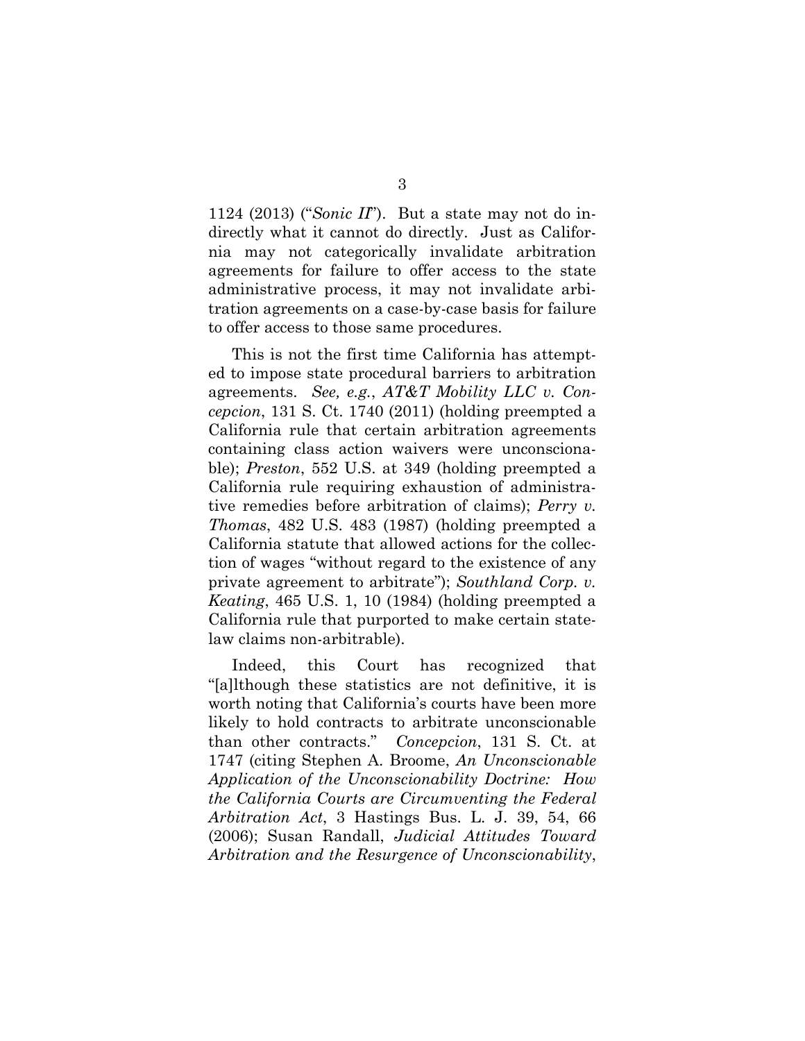1124 (2013) ("*Sonic II*"). But a state may not do indirectly what it cannot do directly. Just as California may not categorically invalidate arbitration agreements for failure to offer access to the state administrative process, it may not invalidate arbitration agreements on a case-by-case basis for failure to offer access to those same procedures.

This is not the first time California has attempted to impose state procedural barriers to arbitration agreements. *See, e.g.*, *AT&T Mobility LLC v. Concepcion*, 131 S. Ct. 1740 (2011) (holding preempted a California rule that certain arbitration agreements containing class action waivers were unconscionable); *Preston*, 552 U.S. at 349 (holding preempted a California rule requiring exhaustion of administrative remedies before arbitration of claims); *Perry v. Thomas*, 482 U.S. 483 (1987) (holding preempted a California statute that allowed actions for the collection of wages "without regard to the existence of any private agreement to arbitrate"); *Southland Corp. v. Keating*, 465 U.S. 1, 10 (1984) (holding preempted a California rule that purported to make certain state-law claims non-arbitrable).

Indeed, this Court has recognized that "[a]lthough these statistics are not definitive, it is worth noting that California's courts have been more likely to hold contracts to arbitrate unconscionable than other contracts." *Concepcion*, 131 S. Ct. at 1747 (citing Stephen A. Broome, *An Unconscionable Application of the Unconscionability Doctrine: How the California Courts are Circumventing the Federal Arbitration Act*, 3 Hastings Bus. L. J. 39, 54, 66 (2006); Susan Randall, *Judicial Attitudes Toward Arbitration and the Resurgence of Unconscionability*,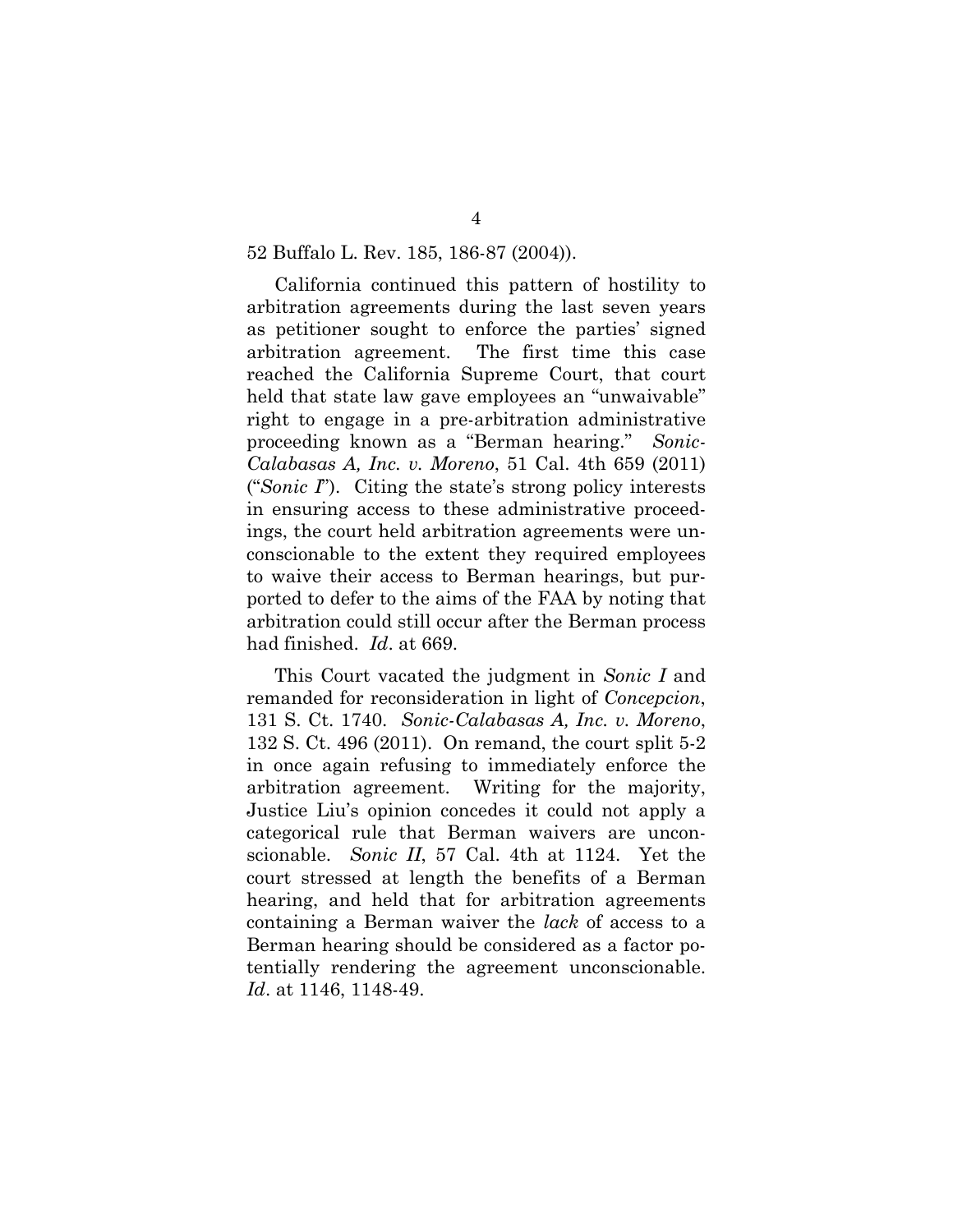52 Buffalo L. Rev. 185, 186-87 (2004)).

California continued this pattern of hostility to arbitration agreements during the last seven years as petitioner sought to enforce the parties' signed arbitration agreement. The first time this case reached the California Supreme Court, that court held that state law gave employees an "unwaivable" right to engage in a pre-arbitration administrative proceeding known as a "Berman hearing." *Sonic-Calabasas A, Inc. v. Moreno*, 51 Cal. 4th 659 (2011) ("*Sonic I*"). Citing the state's strong policy interests in ensuring access to these administrative proceedings, the court held arbitration agreements were unconscionable to the extent they required employees to waive their access to Berman hearings, but purported to defer to the aims of the FAA by noting that arbitration could still occur after the Berman process had finished. *Id*. at 669.

This Court vacated the judgment in *Sonic I* and remanded for reconsideration in light of *Concepcion*, 131 S. Ct. 1740. *Sonic-Calabasas A, Inc. v. Moreno*, 132 S. Ct. 496 (2011). On remand, the court split 5-2 in once again refusing to immediately enforce the arbitration agreement. Writing for the majority, Justice Liu's opinion concedes it could not apply a categorical rule that Berman waivers are unconscionable. *Sonic II*, 57 Cal. 4th at 1124. Yet the court stressed at length the benefits of a Berman hearing, and held that for arbitration agreements containing a Berman waiver the *lack* of access to a Berman hearing should be considered as a factor potentially rendering the agreement unconscionable. *Id*. at 1146, 1148-49.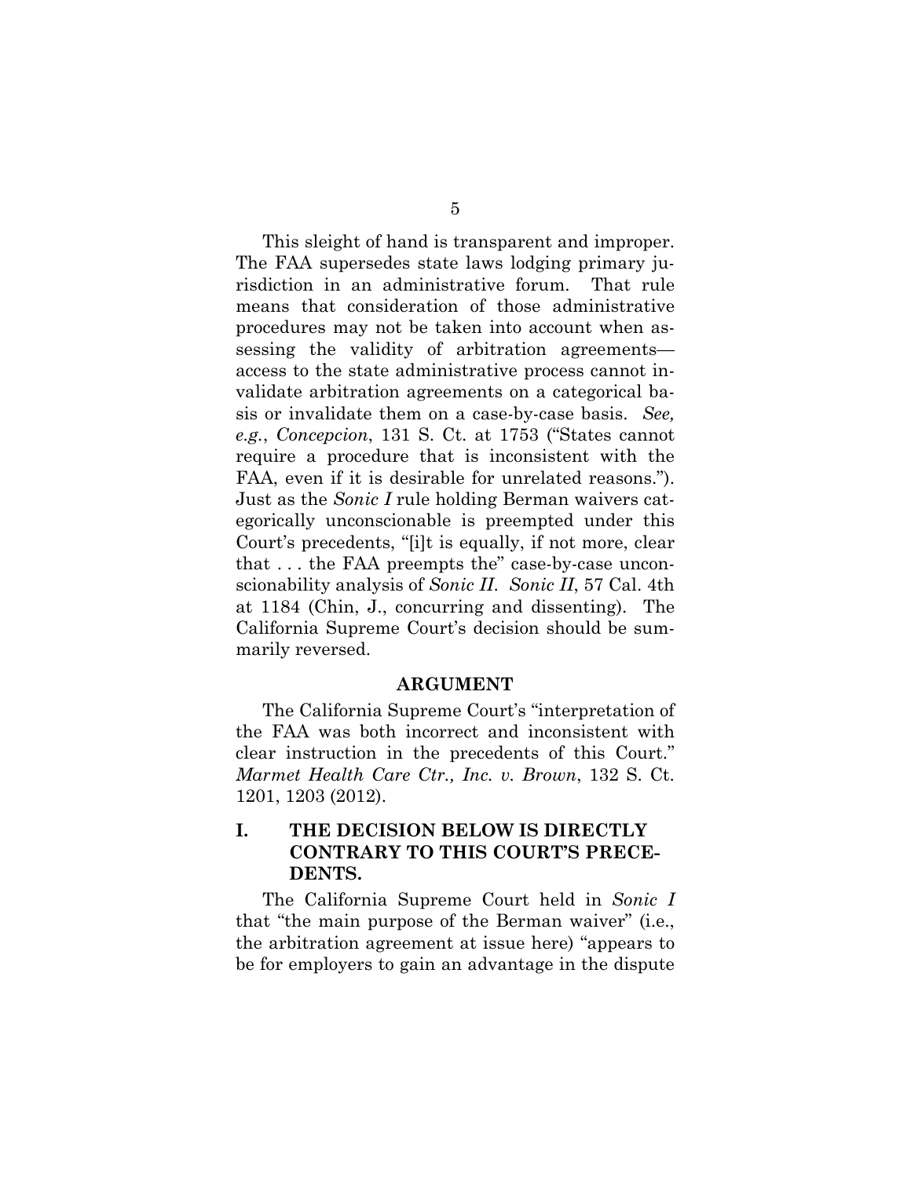This sleight of hand is transparent and improper. The FAA supersedes state laws lodging primary jurisdiction in an administrative forum. That rule means that consideration of those administrative procedures may not be taken into account when assessing the validity of arbitration agreements—access to the state administrative process cannot invalidate arbitration agreements on a categorical basis or invalidate them on a case-by-case basis. *See, e.g.*, *Concepcion*, 131 S. Ct. at 1753 ("States cannot require a procedure that is inconsistent with the FAA, even if it is desirable for unrelated reasons."). Just as the *Sonic I* rule holding Berman waivers categorically unconscionable is preempted under this Court's precedents, "[i]t is equally, if not more, clear that . . . the FAA preempts the" case-by-case unconscionability analysis of *Sonic II*. *Sonic II*, 57 Cal. 4th at 1184 (Chin, J., concurring and dissenting). The California Supreme Court's decision should be summarily reversed.

## ARGUMENT

The California Supreme Court's "interpretation of the FAA was both incorrect and inconsistent with clear instruction in the precedents of this Court." *Marmet Health Care Ctr., Inc. v. Brown*, 132 S. Ct. 1201, 1203 (2012).

### I. THE DECISION BELOW IS DIRECTLY CONTRARY TO THIS COURT'S PRECEDENTS.

The California Supreme Court held in *Sonic I* that "the main purpose of the Berman waiver" (i.e., the arbitration agreement at issue here) "appears to be for employers to gain an advantage in the dispute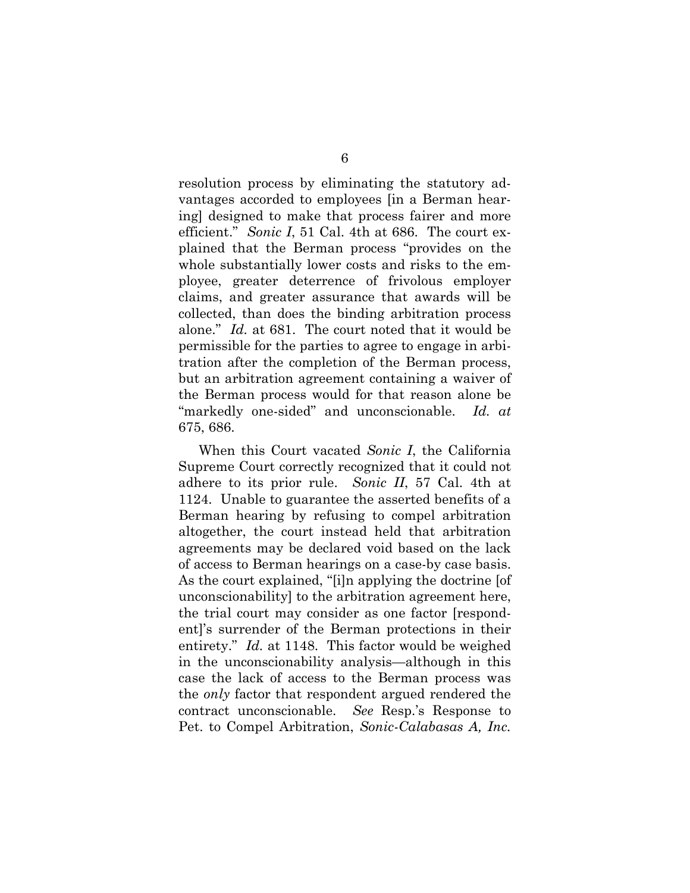resolution process by eliminating the statutory advantages accorded to employees [in a Berman hearing] designed to make that process fairer and more efficient." *Sonic I*, 51 Cal. 4th at 686. The court explained that the Berman process "provides on the whole substantially lower costs and risks to the employee, greater deterrence of frivolous employer claims, and greater assurance that awards will be collected, than does the binding arbitration process alone." *Id.* at 681. The court noted that it would be permissible for the parties to agree to engage in arbitration after the completion of the Berman process, but an arbitration agreement containing a waiver of the Berman process would for that reason alone be "markedly one-sided" and unconscionable. *Id. at* 675, 686.

When this Court vacated *Sonic I*, the California Supreme Court correctly recognized that it could not adhere to its prior rule. *Sonic II*, 57 Cal. 4th at 1124. Unable to guarantee the asserted benefits of a Berman hearing by refusing to compel arbitration altogether, the court instead held that arbitration agreements may be declared void based on the lack of access to Berman hearings on a case-by case basis. As the court explained, "[i]n applying the doctrine [of unconscionability] to the arbitration agreement here, the trial court may consider as one factor [respondent]'s surrender of the Berman protections in their entirety." *Id.* at 1148. This factor would be weighed in the unconscionability analysis—although in this case the lack of access to the Berman process was the *only* factor that respondent argued rendered the contract unconscionable. *See* Resp.'s Response to Pet. to Compel Arbitration, *Sonic-Calabasas A, Inc.*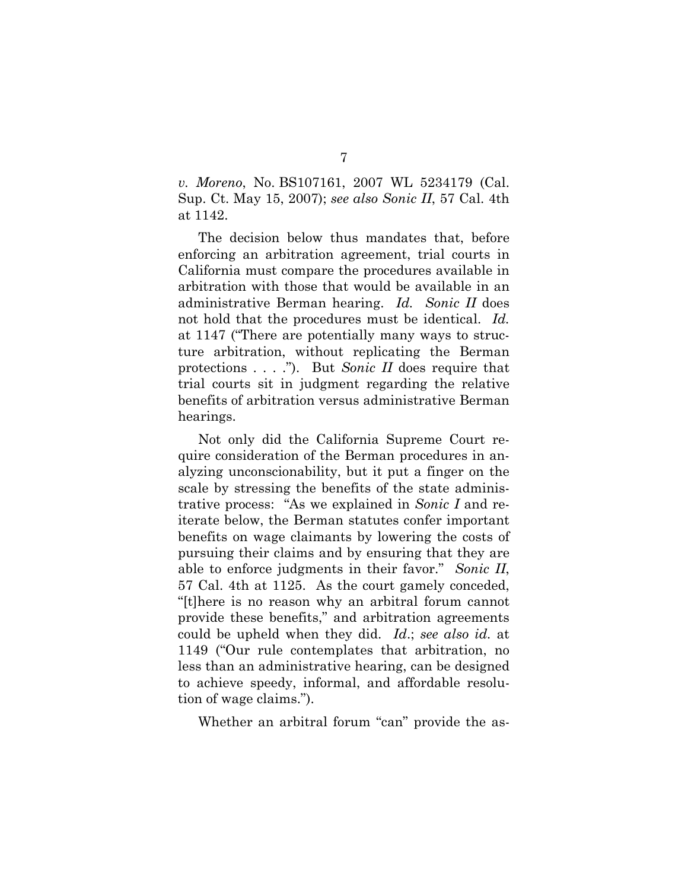*v. Moreno*, No. BS107161, 2007 WL 5234179 (Cal. Sup. Ct. May 15, 2007); *see also Sonic II*, 57 Cal. 4th at 1142.

The decision below thus mandates that, before enforcing an arbitration agreement, trial courts in California must compare the procedures available in arbitration with those that would be available in an administrative Berman hearing. *Id. Sonic II* does not hold that the procedures must be identical. *Id.* at 1147 ("There are potentially many ways to structure arbitration, without replicating the Berman protections . . . ."). But *Sonic II* does require that trial courts sit in judgment regarding the relative benefits of arbitration versus administrative Berman hearings.

Not only did the California Supreme Court require consideration of the Berman procedures in analyzing unconscionability, but it put a finger on the scale by stressing the benefits of the state administrative process: "As we explained in *Sonic I* and reiterate below, the Berman statutes confer important benefits on wage claimants by lowering the costs of pursuing their claims and by ensuring that they are able to enforce judgments in their favor." *Sonic II*, 57 Cal. 4th at 1125. As the court gamely conceded, "[t]here is no reason why an arbitral forum cannot provide these benefits," and arbitration agreements could be upheld when they did. *Id.*; *see also id.* at 1149 ("Our rule contemplates that arbitration, no less than an administrative hearing, can be designed to achieve speedy, informal, and affordable resolution of wage claims.").

Whether an arbitral forum "can" provide the as-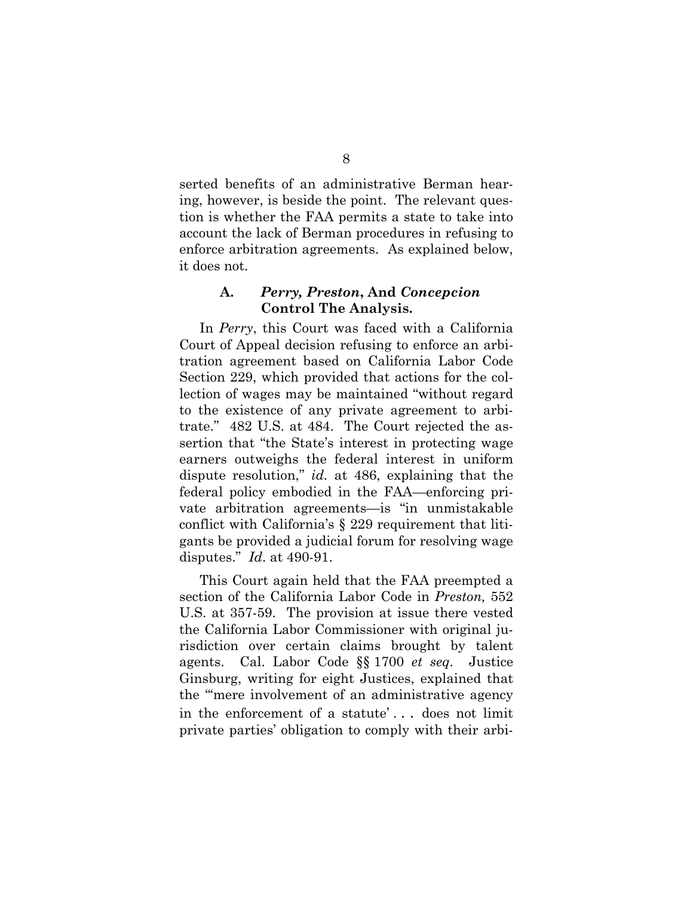serted benefits of an administrative Berman hearing, however, is beside the point. The relevant question is whether the FAA permits a state to take into account the lack of Berman procedures in refusing to enforce arbitration agreements. As explained below, it does not.

### A. *Perry, Preston*, And *Concepcion* Control The Analysis.

In *Perry*, this Court was faced with a California Court of Appeal decision refusing to enforce an arbitration agreement based on California Labor Code Section 229, which provided that actions for the collection of wages may be maintained "without regard to the existence of any private agreement to arbitrate." 482 U.S. at 484. The Court rejected the assertion that "the State's interest in protecting wage earners outweighs the federal interest in uniform dispute resolution," *id.* at 486, explaining that the federal policy embodied in the FAA—enforcing private arbitration agreements—is "in unmistakable conflict with California's § 229 requirement that litigants be provided a judicial forum for resolving wage disputes." *Id.* at 490-91.

This Court again held that the FAA preempted a section of the California Labor Code in *Preston,* 552 U.S. at 357-59. The provision at issue there vested the California Labor Commissioner with original jurisdiction over certain claims brought by talent agents. Cal. Labor Code §§ 1700 *et seq*. Justice Ginsburg, writing for eight Justices, explained that the "'mere involvement of an administrative agency in the enforcement of a statute' . . . does not limit private parties' obligation to comply with their arbi-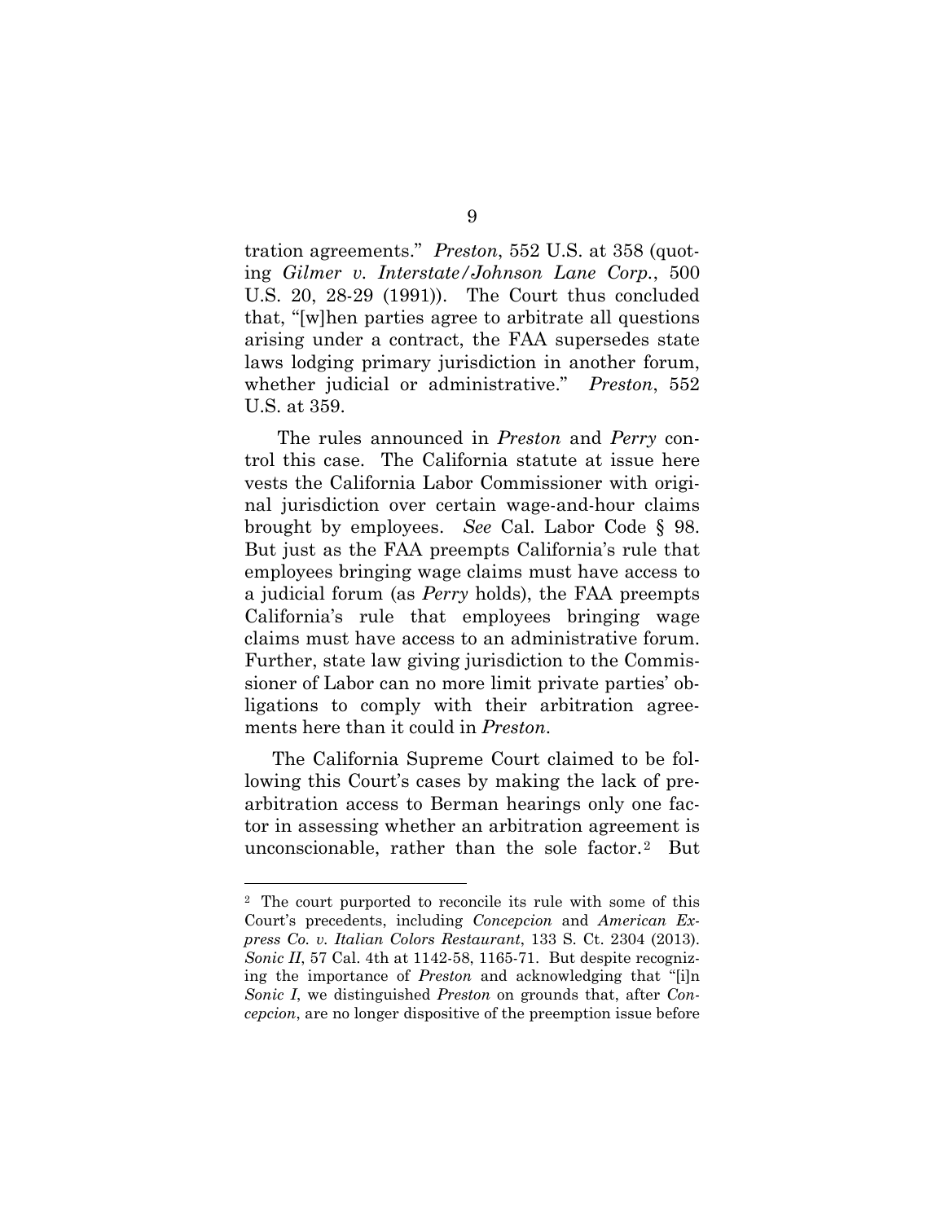tration agreements." *Preston*, 552 U.S. at 358 (quoting *Gilmer v. Interstate/Johnson Lane Corp.*, 500 U.S. 20, 28-29 (1991)). The Court thus concluded that, "[w]hen parties agree to arbitrate all questions arising under a contract, the FAA supersedes state laws lodging primary jurisdiction in another forum, whether judicial or administrative." *Preston*, 552 U.S. at 359.

The rules announced in *Preston* and *Perry* control this case. The California statute at issue here vests the California Labor Commissioner with original jurisdiction over certain wage-and-hour claims brought by employees. *See* Cal. Labor Code § 98. But just as the FAA preempts California's rule that employees bringing wage claims must have access to a judicial forum (as *Perry* holds), the FAA preempts California's rule that employees bringing wage claims must have access to an administrative forum. Further, state law giving jurisdiction to the Commissioner of Labor can no more limit private parties' obligations to comply with their arbitration agreements here than it could in *Preston*.

The California Supreme Court claimed to be following this Court's cases by making the lack of prearbitration access to Berman hearings only one factor in assessing whether an arbitration agreement is unconscionable, rather than the sole factor.[2] But

---

[2] The court purported to reconcile its rule with some of this Court's precedents, including *Concepcion* and *American Express Co. v. Italian Colors Restaurant*, 133 S. Ct. 2304 (2013). *Sonic II*, 57 Cal. 4th at 1142-58, 1165-71. But despite recognizing the importance of *Preston* and acknowledging that "[i]n *Sonic I*, we distinguished *Preston* on grounds that, after *Concepcion*, are no longer dispositive of the preemption issue before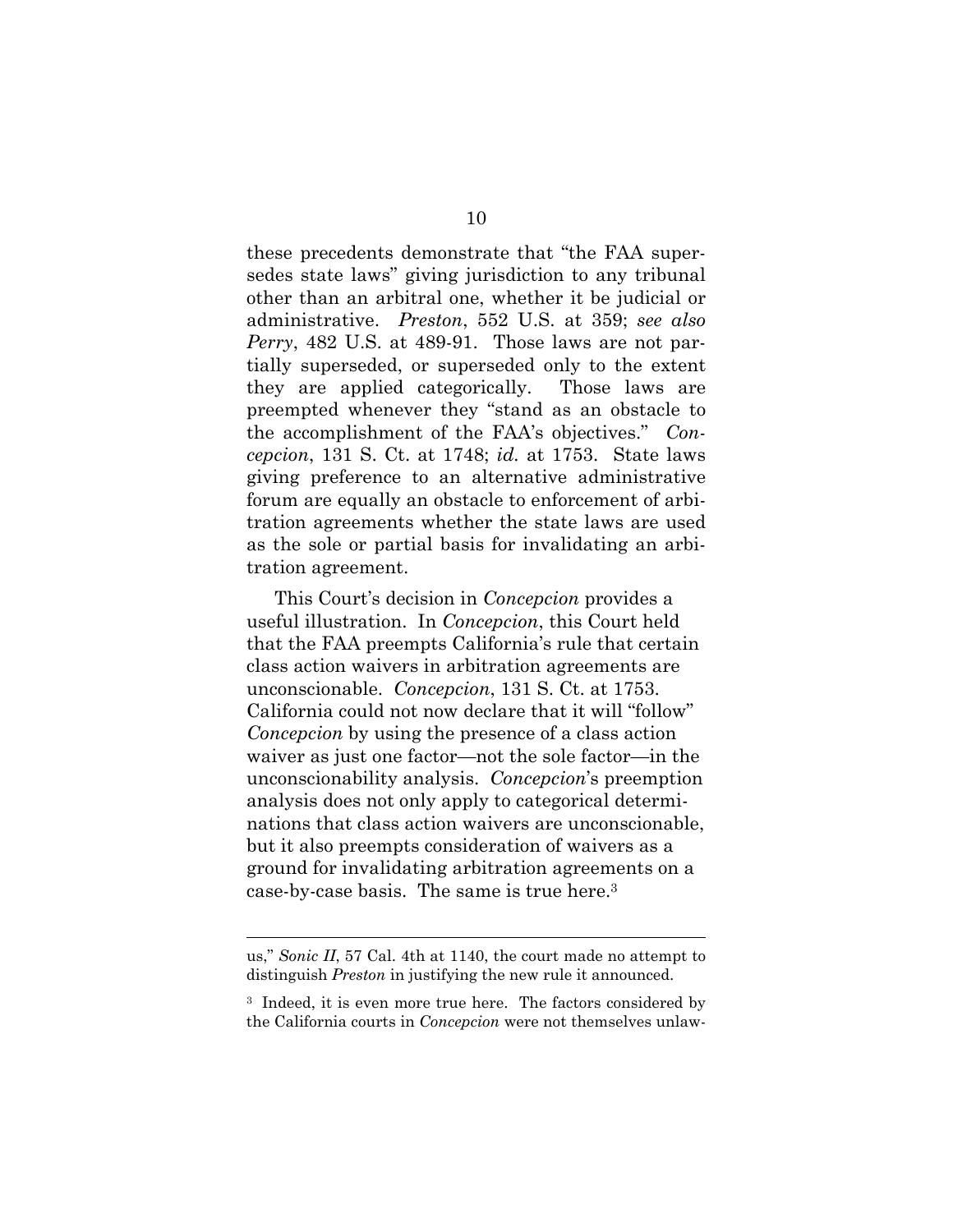these precedents demonstrate that "the FAA supersedes state laws" giving jurisdiction to any tribunal other than an arbitral one, whether it be judicial or administrative. *Preston*, 552 U.S. at 359; *see also Perry*, 482 U.S. at 489-91. Those laws are not partially superseded, or superseded only to the extent they are applied categorically. Those laws are preempted whenever they "stand as an obstacle to the accomplishment of the FAA's objectives." *Concepcion*, 131 S. Ct. at 1748; *id.* at 1753. State laws giving preference to an alternative administrative forum are equally an obstacle to enforcement of arbitration agreements whether the state laws are used as the sole or partial basis for invalidating an arbitration agreement.

This Court's decision in *Concepcion* provides a useful illustration. In *Concepcion*, this Court held that the FAA preempts California's rule that certain class action waivers in arbitration agreements are unconscionable. *Concepcion*, 131 S. Ct. at 1753. California could not now declare that it will "follow" *Concepcion* by using the presence of a class action waiver as just one factor—not the sole factor—in the unconscionability analysis. *Concepcion*'s preemption analysis does not only apply to categorical determinations that class action waivers are unconscionable, but it also preempts consideration of waivers as a ground for invalidating arbitration agreements on a case-by-case basis. The same is true here.[3]

---

us," *Sonic II*, 57 Cal. 4th at 1140, the court made no attempt to distinguish *Preston* in justifying the new rule it announced.

[3] Indeed, it is even more true here. The factors considered by the California courts in *Concepcion* were not themselves unlaw-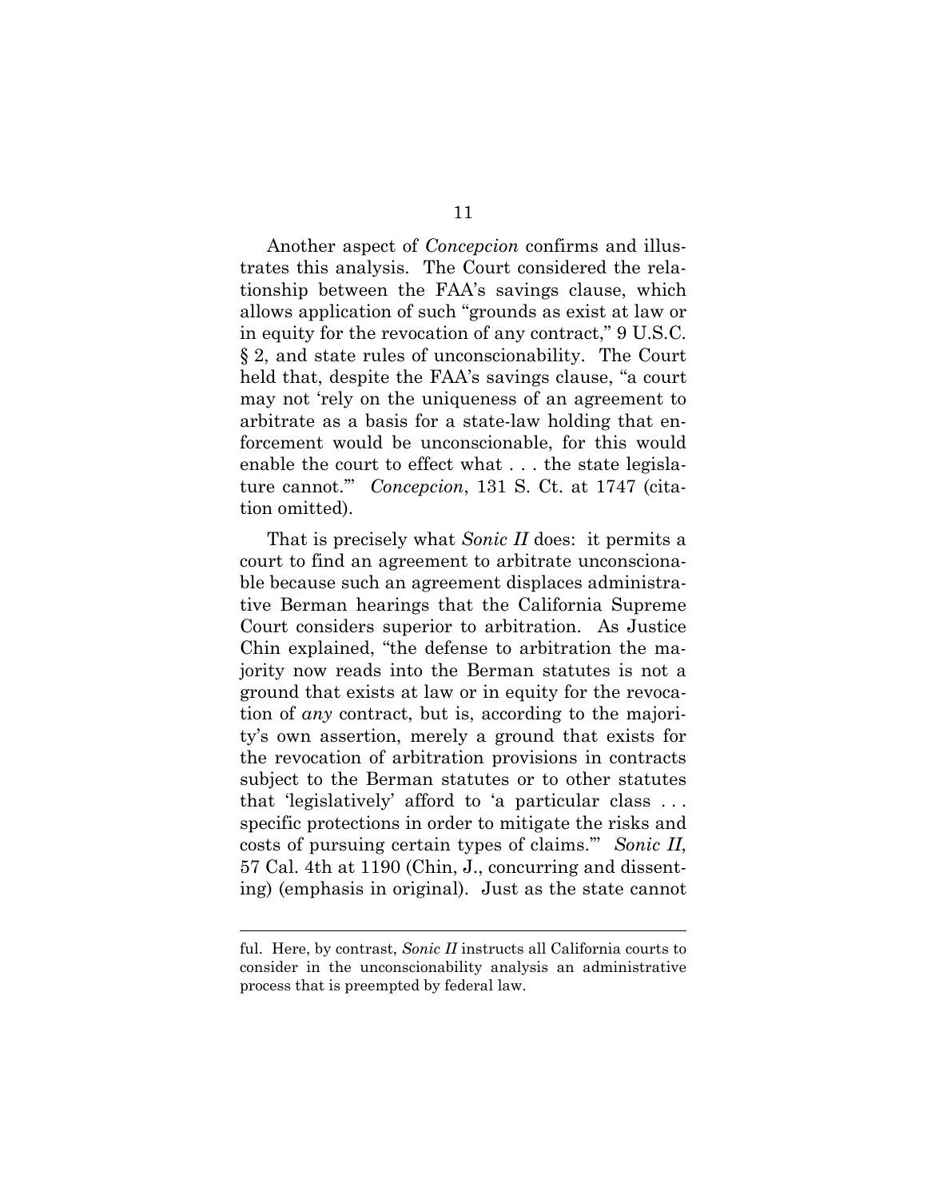Another aspect of *Concepcion* confirms and illustrates this analysis. The Court considered the relationship between the FAA's savings clause, which allows application of such "grounds as exist at law or in equity for the revocation of any contract," 9 U.S.C. § 2, and state rules of unconscionability. The Court held that, despite the FAA's savings clause, "a court may not 'rely on the uniqueness of an agreement to arbitrate as a basis for a state-law holding that enforcement would be unconscionable, for this would enable the court to effect what . . . the state legislature cannot.'" *Concepcion*, 131 S. Ct. at 1747 (citation omitted).

That is precisely what *Sonic II* does: it permits a court to find an agreement to arbitrate unconscionable because such an agreement displaces administrative Berman hearings that the California Supreme Court considers superior to arbitration. As Justice Chin explained, "the defense to arbitration the majority now reads into the Berman statutes is not a ground that exists at law or in equity for the revocation of *any* contract, but is, according to the majority's own assertion, merely a ground that exists for the revocation of arbitration provisions in contracts subject to the Berman statutes or to other statutes that 'legislatively' afford to 'a particular class . . . specific protections in order to mitigate the risks and costs of pursuing certain types of claims.'" *Sonic II*, 57 Cal. 4th at 1190 (Chin, J., concurring and dissenting) (emphasis in original). Just as the state cannot

---

ful. Here, by contrast, *Sonic II* instructs all California courts to consider in the unconscionability analysis an administrative process that is preempted by federal law.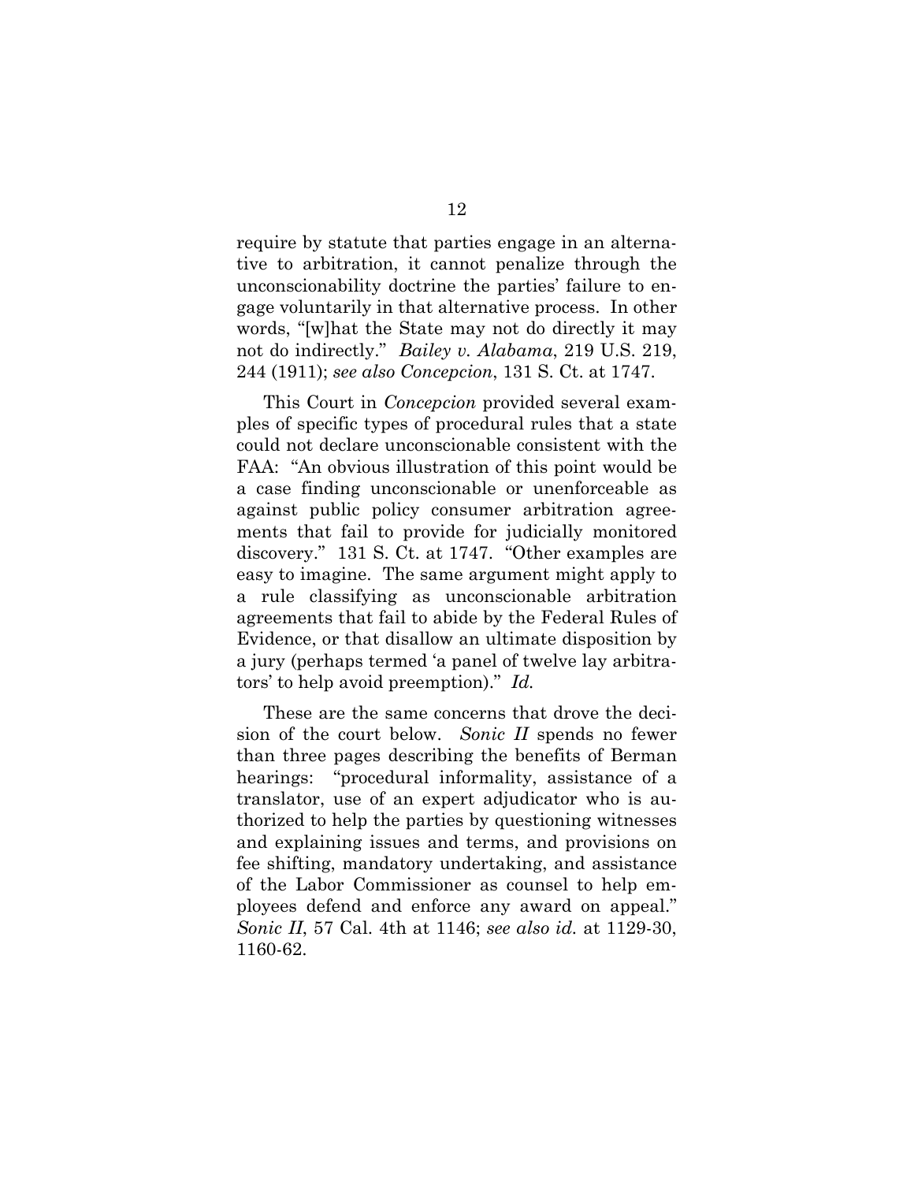require by statute that parties engage in an alternative to arbitration, it cannot penalize through the unconscionability doctrine the parties' failure to engage voluntarily in that alternative process. In other words, "[w]hat the State may not do directly it may not do indirectly." *Bailey v. Alabama*, 219 U.S. 219, 244 (1911); *see also Concepcion*, 131 S. Ct. at 1747.

This Court in *Concepcion* provided several examples of specific types of procedural rules that a state could not declare unconscionable consistent with the FAA: "An obvious illustration of this point would be a case finding unconscionable or unenforceable as against public policy consumer arbitration agreements that fail to provide for judicially monitored discovery." 131 S. Ct. at 1747. "Other examples are easy to imagine. The same argument might apply to a rule classifying as unconscionable arbitration agreements that fail to abide by the Federal Rules of Evidence, or that disallow an ultimate disposition by a jury (perhaps termed 'a panel of twelve lay arbitrators' to help avoid preemption)." *Id.*

These are the same concerns that drove the decision of the court below. *Sonic II* spends no fewer than three pages describing the benefits of Berman hearings: "procedural informality, assistance of a translator, use of an expert adjudicator who is authorized to help the parties by questioning witnesses and explaining issues and terms, and provisions on fee shifting, mandatory undertaking, and assistance of the Labor Commissioner as counsel to help employees defend and enforce any award on appeal." *Sonic II*, 57 Cal. 4th at 1146; *see also id.* at 1129-30, 1160-62.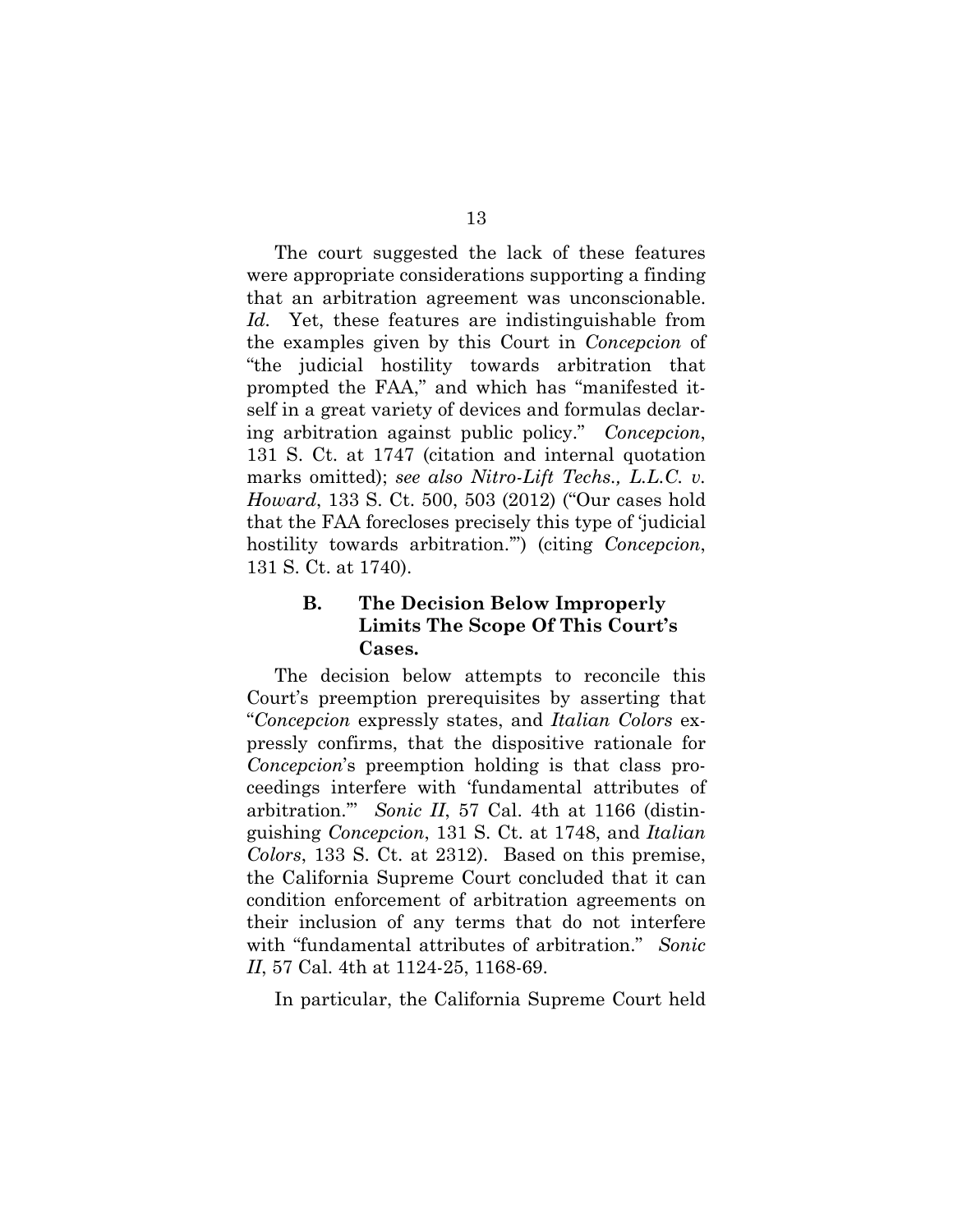The court suggested the lack of these features were appropriate considerations supporting a finding that an arbitration agreement was unconscionable. *Id.* Yet, these features are indistinguishable from the examples given by this Court in *Concepcion* of "the judicial hostility towards arbitration that prompted the FAA," and which has "manifested itself in a great variety of devices and formulas declaring arbitration against public policy." *Concepcion*, 131 S. Ct. at 1747 (citation and internal quotation marks omitted); *see also Nitro-Lift Techs., L.L.C. v. Howard*, 133 S. Ct. 500, 503 (2012) ("Our cases hold that the FAA forecloses precisely this type of 'judicial hostility towards arbitration.'") (citing *Concepcion*, 131 S. Ct. at 1740).

### B. The Decision Below Improperly Limits The Scope Of This Court's Cases.

The decision below attempts to reconcile this Court's preemption prerequisites by asserting that "*Concepcion* expressly states, and *Italian Colors* expressly confirms, that the dispositive rationale for *Concepcion*'s preemption holding is that class proceedings interfere with 'fundamental attributes of arbitration.'" *Sonic II*, 57 Cal. 4th at 1166 (distinguishing *Concepcion*, 131 S. Ct. at 1748, and *Italian Colors*, 133 S. Ct. at 2312). Based on this premise, the California Supreme Court concluded that it can condition enforcement of arbitration agreements on their inclusion of any terms that do not interfere with "fundamental attributes of arbitration." *Sonic II*, 57 Cal. 4th at 1124-25, 1168-69.

In particular, the California Supreme Court held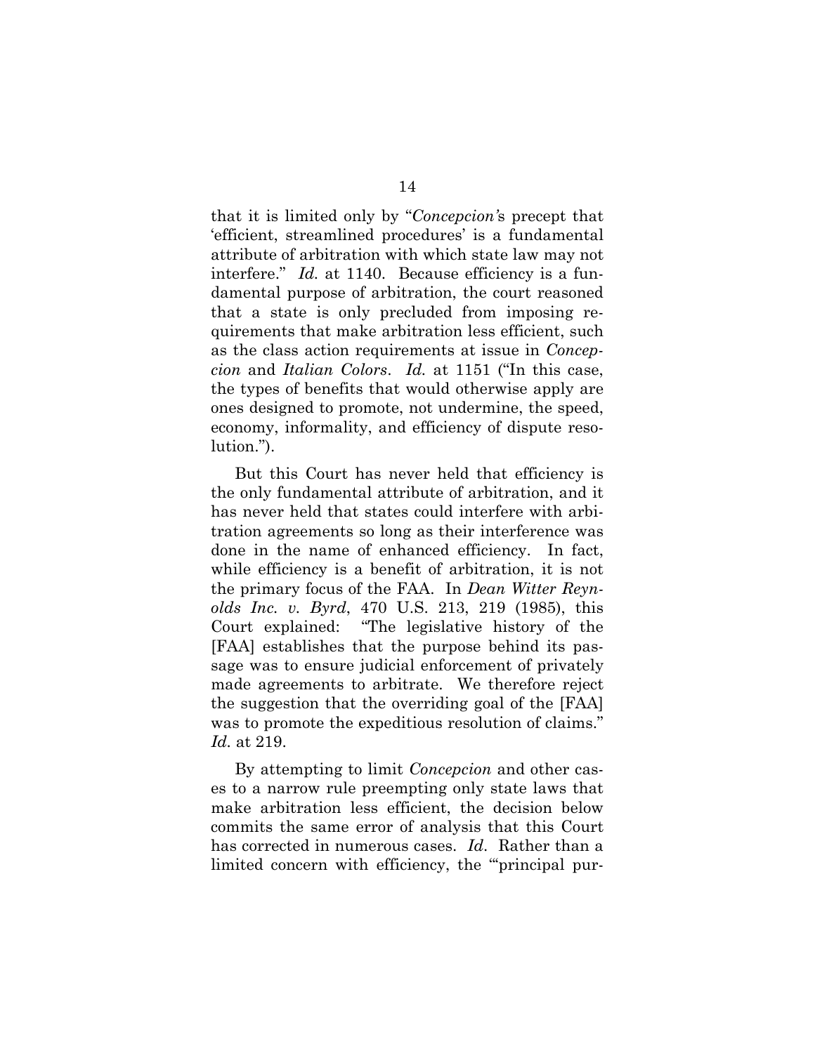that it is limited only by "*Concepcion's* precept that 'efficient, streamlined procedures' is a fundamental attribute of arbitration with which state law may not interfere." *Id.* at 1140. Because efficiency is a fundamental purpose of arbitration, the court reasoned that a state is only precluded from imposing requirements that make arbitration less efficient, such as the class action requirements at issue in *Concepcion* and *Italian Colors*. *Id.* at 1151 ("In this case, the types of benefits that would otherwise apply are ones designed to promote, not undermine, the speed, economy, informality, and efficiency of dispute resolution.").

But this Court has never held that efficiency is the only fundamental attribute of arbitration, and it has never held that states could interfere with arbitration agreements so long as their interference was done in the name of enhanced efficiency. In fact, while efficiency is a benefit of arbitration, it is not the primary focus of the FAA. In *Dean Witter Reynolds Inc. v. Byrd*, 470 U.S. 213, 219 (1985), this Court explained: "The legislative history of the [FAA] establishes that the purpose behind its passage was to ensure judicial enforcement of privately made agreements to arbitrate. We therefore reject the suggestion that the overriding goal of the [FAA] was to promote the expeditious resolution of claims." *Id.* at 219.

By attempting to limit *Concepcion* and other cases to a narrow rule preempting only state laws that make arbitration less efficient, the decision below commits the same error of analysis that this Court has corrected in numerous cases. *Id.* Rather than a limited concern with efficiency, the "'principal pur-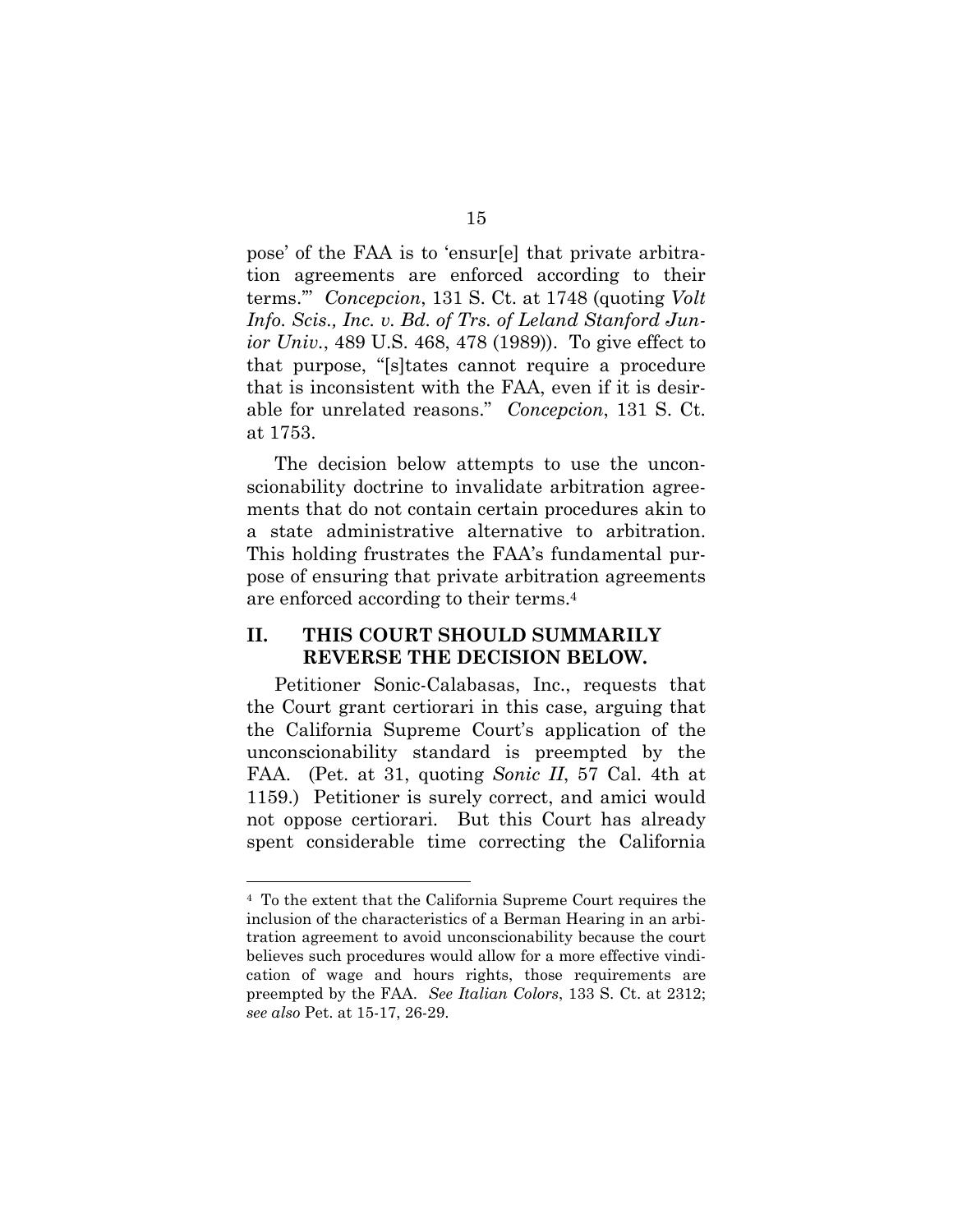pose' of the FAA is to 'ensur[e] that private arbitration agreements are enforced according to their terms.'" *Concepcion*, 131 S. Ct. at 1748 (quoting *Volt Info. Scis., Inc. v. Bd. of Trs. of Leland Stanford Junior Univ.*, 489 U.S. 468, 478 (1989)). To give effect to that purpose, "[s]tates cannot require a procedure that is inconsistent with the FAA, even if it is desirable for unrelated reasons." *Concepcion*, 131 S. Ct. at 1753.

The decision below attempts to use the unconscionability doctrine to invalidate arbitration agreements that do not contain certain procedures akin to a state administrative alternative to arbitration. This holding frustrates the FAA's fundamental purpose of ensuring that private arbitration agreements are enforced according to their terms.[4]

## II. THIS COURT SHOULD SUMMARILY REVERSE THE DECISION BELOW.

Petitioner Sonic-Calabasas, Inc., requests that the Court grant certiorari in this case, arguing that the California Supreme Court's application of the unconscionability standard is preempted by the FAA. (Pet. at 31, quoting *Sonic II*, 57 Cal. 4th at 1159.) Petitioner is surely correct, and amici would not oppose certiorari. But this Court has already spent considerable time correcting the California

---

[4] To the extent that the California Supreme Court requires the inclusion of the characteristics of a Berman Hearing in an arbitration agreement to avoid unconscionability because the court believes such procedures would allow for a more effective vindication of wage and hours rights, those requirements are preempted by the FAA. *See Italian Colors*, 133 S. Ct. at 2312; *see also* Pet. at 15-17, 26-29.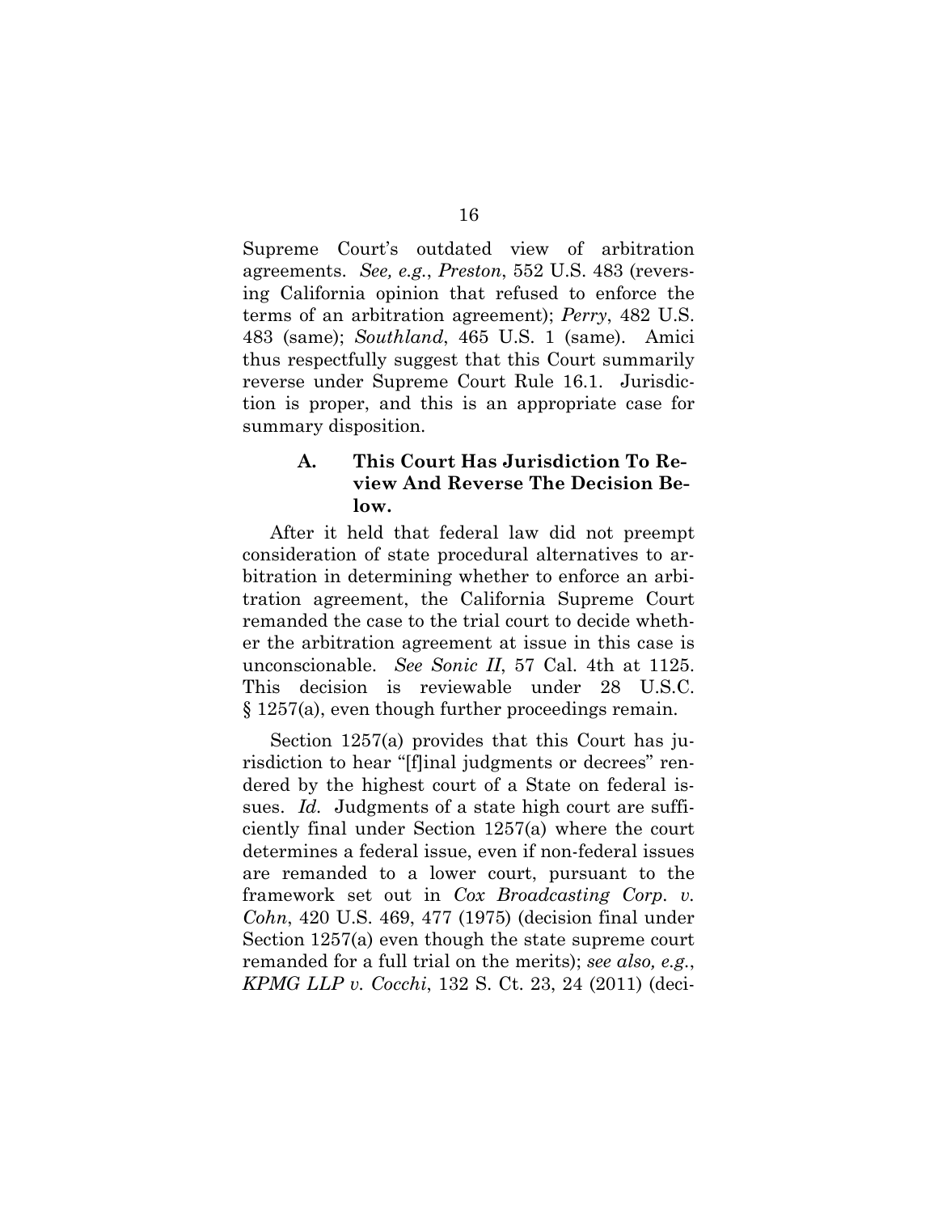Supreme Court's outdated view of arbitration agreements. *See, e.g.*, *Preston*, 552 U.S. 483 (reversing California opinion that refused to enforce the terms of an arbitration agreement); *Perry*, 482 U.S. 483 (same); *Southland*, 465 U.S. 1 (same). Amici thus respectfully suggest that this Court summarily reverse under Supreme Court Rule 16.1. Jurisdiction is proper, and this is an appropriate case for summary disposition.

### A. This Court Has Jurisdiction To Review And Reverse The Decision Below.

After it held that federal law did not preempt consideration of state procedural alternatives to arbitration in determining whether to enforce an arbitration agreement, the California Supreme Court remanded the case to the trial court to decide whether the arbitration agreement at issue in this case is unconscionable. *See Sonic II*, 57 Cal. 4th at 1125. This decision is reviewable under 28 U.S.C. § 1257(a), even though further proceedings remain.

Section 1257(a) provides that this Court has jurisdiction to hear "[f]inal judgments or decrees" rendered by the highest court of a State on federal issues. *Id.* Judgments of a state high court are sufficiently final under Section 1257(a) where the court determines a federal issue, even if non-federal issues are remanded to a lower court, pursuant to the framework set out in *Cox Broadcasting Corp. v. Cohn*, 420 U.S. 469, 477 (1975) (decision final under Section 1257(a) even though the state supreme court remanded for a full trial on the merits); *see also, e.g.*, *KPMG LLP v. Cocchi*, 132 S. Ct. 23, 24 (2011) (deci-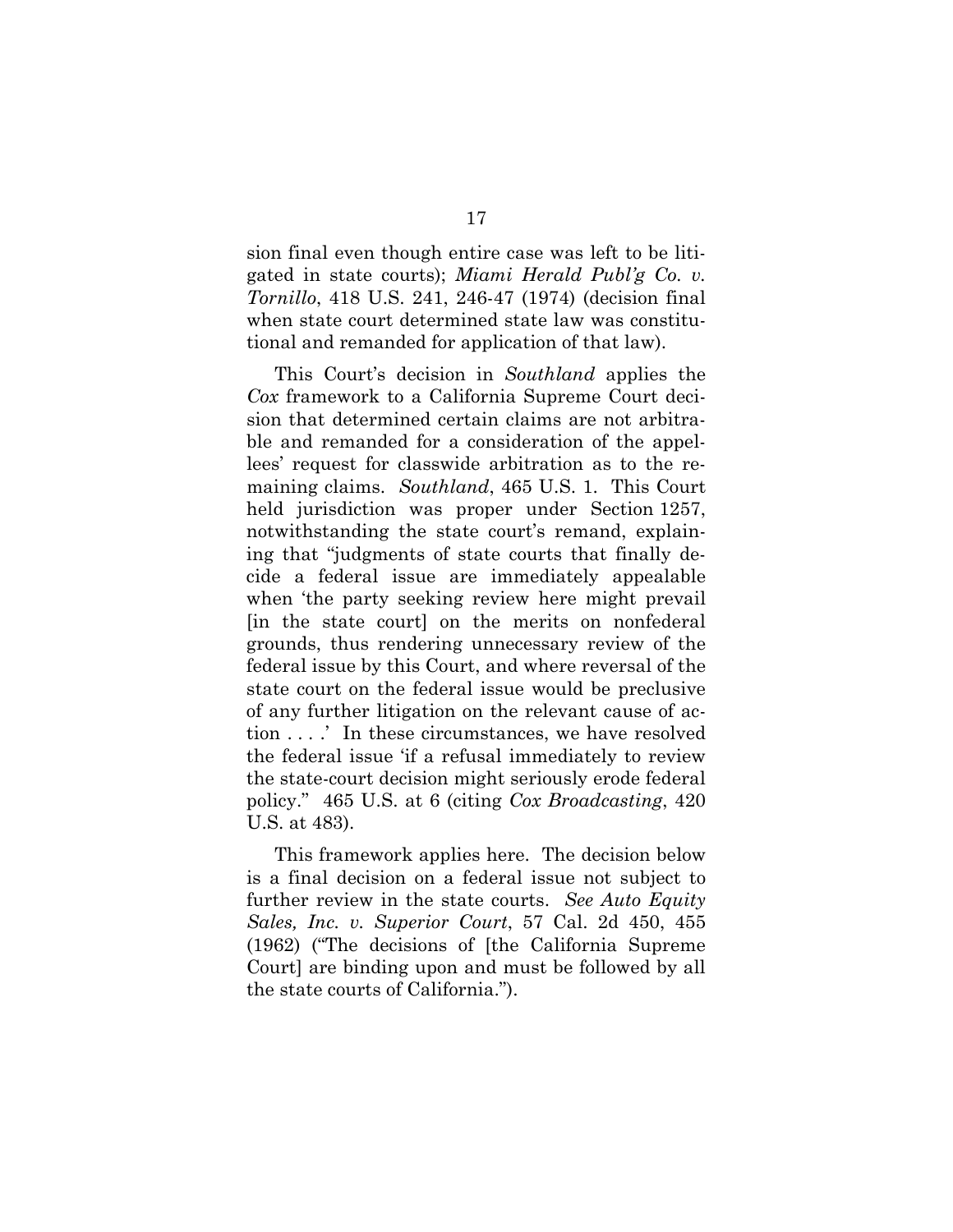sion final even though entire case was left to be litigated in state courts); *Miami Herald Publ'g Co. v. Tornillo*, 418 U.S. 241, 246-47 (1974) (decision final when state court determined state law was constitutional and remanded for application of that law).

This Court's decision in *Southland* applies the *Cox* framework to a California Supreme Court decision that determined certain claims are not arbitrable and remanded for a consideration of the appellees' request for classwide arbitration as to the remaining claims. *Southland*, 465 U.S. 1. This Court held jurisdiction was proper under Section 1257, notwithstanding the state court's remand, explaining that "judgments of state courts that finally decide a federal issue are immediately appealable when 'the party seeking review here might prevail [in the state court] on the merits on nonfederal grounds, thus rendering unnecessary review of the federal issue by this Court, and where reversal of the state court on the federal issue would be preclusive of any further litigation on the relevant cause of action . . . .' In these circumstances, we have resolved the federal issue 'if a refusal immediately to review the state-court decision might seriously erode federal policy." 465 U.S. at 6 (citing *Cox Broadcasting*, 420 U.S. at 483).

This framework applies here. The decision below is a final decision on a federal issue not subject to further review in the state courts. *See Auto Equity Sales, Inc. v. Superior Court*, 57 Cal. 2d 450, 455 (1962) ("The decisions of [the California Supreme Court] are binding upon and must be followed by all the state courts of California.").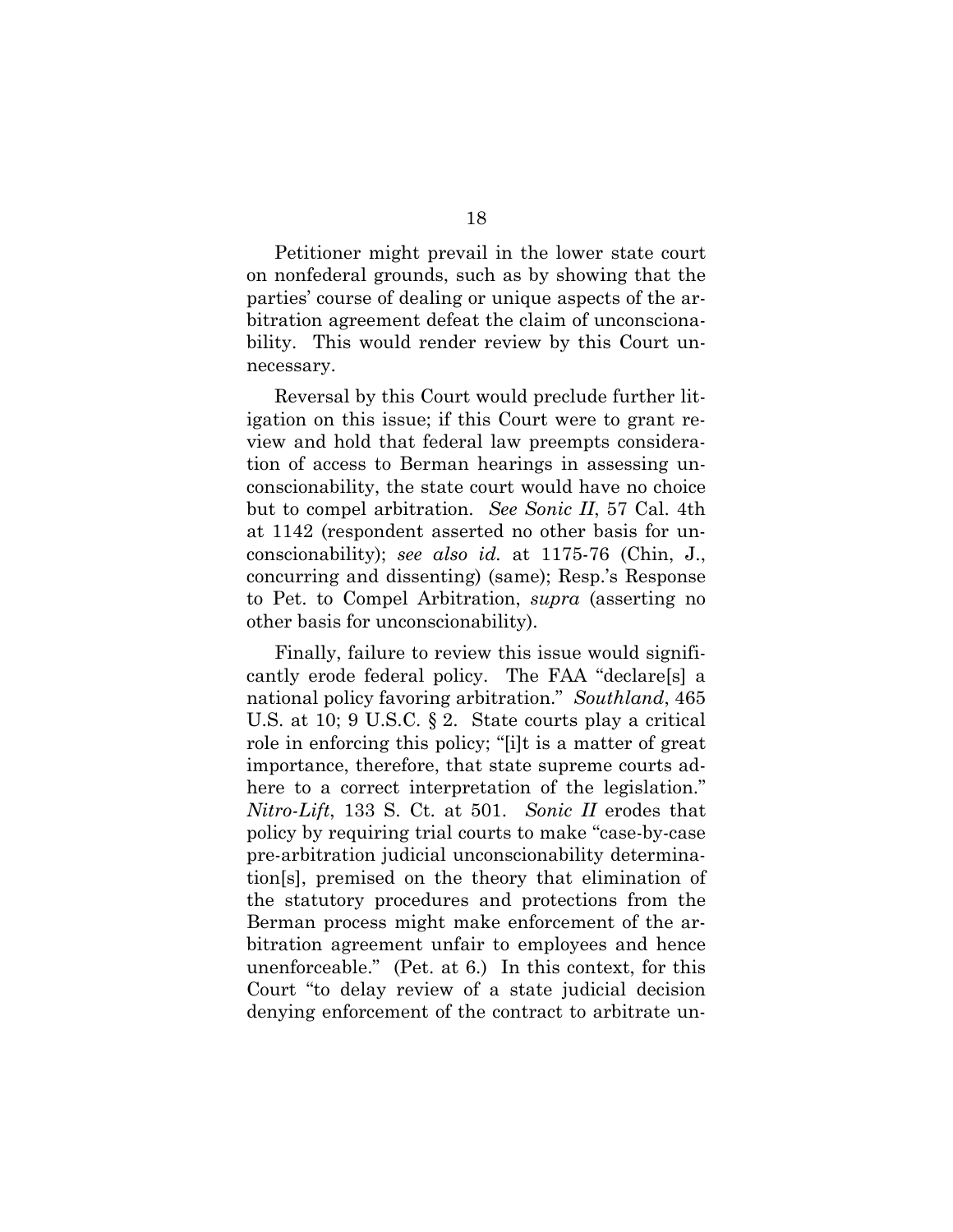Petitioner might prevail in the lower state court on nonfederal grounds, such as by showing that the parties' course of dealing or unique aspects of the arbitration agreement defeat the claim of unconscionability. This would render review by this Court unnecessary.

Reversal by this Court would preclude further litigation on this issue; if this Court were to grant review and hold that federal law preempts consideration of access to Berman hearings in assessing unconscionability, the state court would have no choice but to compel arbitration. *See Sonic II*, 57 Cal. 4th at 1142 (respondent asserted no other basis for unconscionability); *see also id.* at 1175-76 (Chin, J., concurring and dissenting) (same); Resp.'s Response to Pet. to Compel Arbitration, *supra* (asserting no other basis for unconscionability).

Finally, failure to review this issue would significantly erode federal policy. The FAA "declare[s] a national policy favoring arbitration." *Southland*, 465 U.S. at 10; 9 U.S.C. § 2. State courts play a critical role in enforcing this policy; "[i]t is a matter of great importance, therefore, that state supreme courts adhere to a correct interpretation of the legislation." *Nitro-Lift*, 133 S. Ct. at 501. *Sonic II* erodes that policy by requiring trial courts to make "case-by-case pre-arbitration judicial unconscionability determination[s], premised on the theory that elimination of the statutory procedures and protections from the Berman process might make enforcement of the arbitration agreement unfair to employees and hence unenforceable." (Pet. at 6.) In this context, for this Court "to delay review of a state judicial decision denying enforcement of the contract to arbitrate un-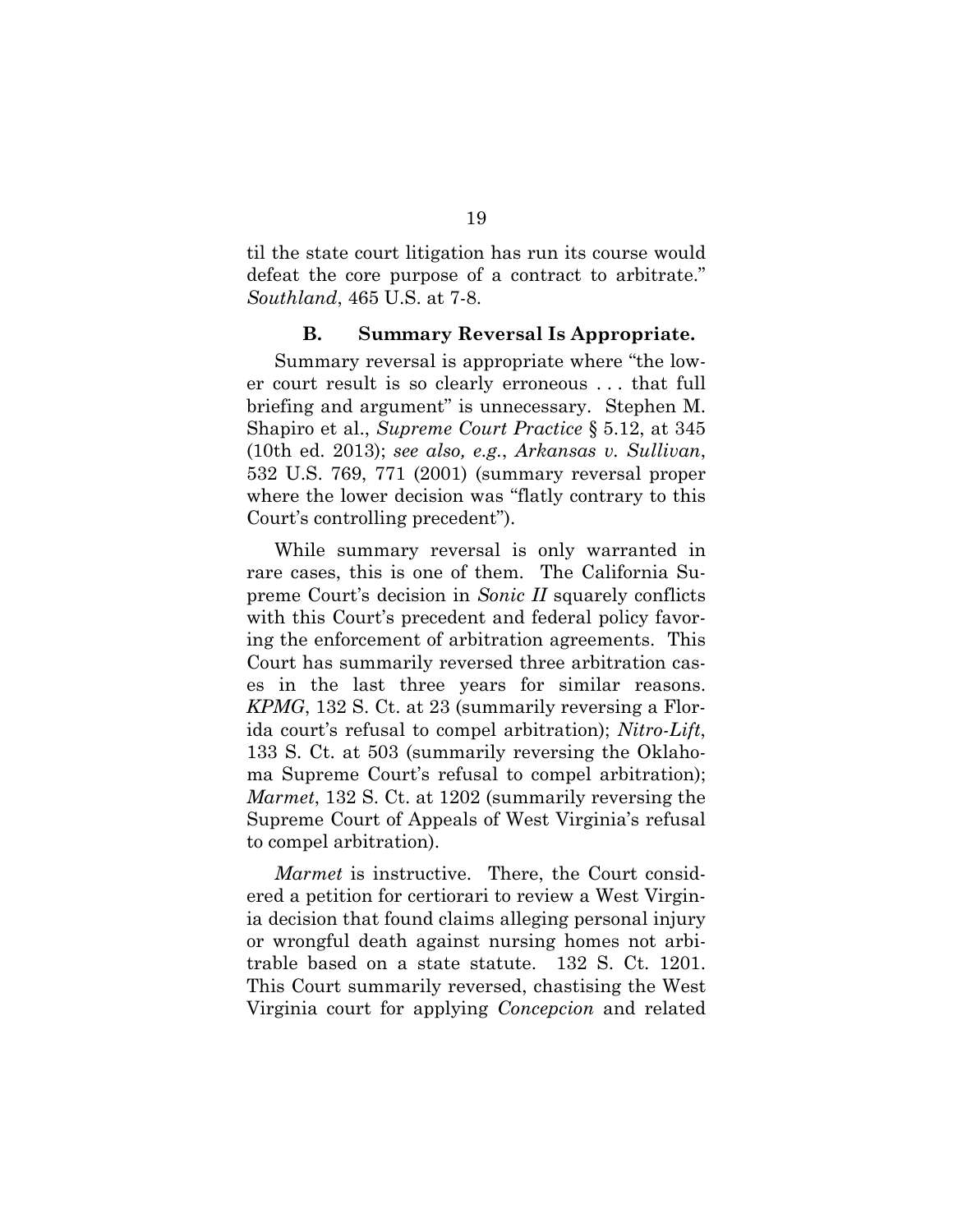til the state court litigation has run its course would defeat the core purpose of a contract to arbitrate." *Southland*, 465 U.S. at 7-8.

### B. Summary Reversal Is Appropriate.

Summary reversal is appropriate where "the lower court result is so clearly erroneous . . . that full briefing and argument" is unnecessary. Stephen M. Shapiro et al., *Supreme Court Practice* § 5.12, at 345 (10th ed. 2013); *see also, e.g.*, *Arkansas v. Sullivan*, 532 U.S. 769, 771 (2001) (summary reversal proper where the lower decision was "flatly contrary to this Court's controlling precedent").

While summary reversal is only warranted in rare cases, this is one of them. The California Supreme Court's decision in *Sonic II* squarely conflicts with this Court's precedent and federal policy favoring the enforcement of arbitration agreements. This Court has summarily reversed three arbitration cases in the last three years for similar reasons. *KPMG*, 132 S. Ct. at 23 (summarily reversing a Florida court's refusal to compel arbitration); *Nitro-Lift*, 133 S. Ct. at 503 (summarily reversing the Oklahoma Supreme Court's refusal to compel arbitration); *Marmet*, 132 S. Ct. at 1202 (summarily reversing the Supreme Court of Appeals of West Virginia's refusal to compel arbitration).

*Marmet* is instructive. There, the Court considered a petition for certiorari to review a West Virginia decision that found claims alleging personal injury or wrongful death against nursing homes not arbitrable based on a state statute. 132 S. Ct. 1201. This Court summarily reversed, chastising the West Virginia court for applying *Concepcion* and related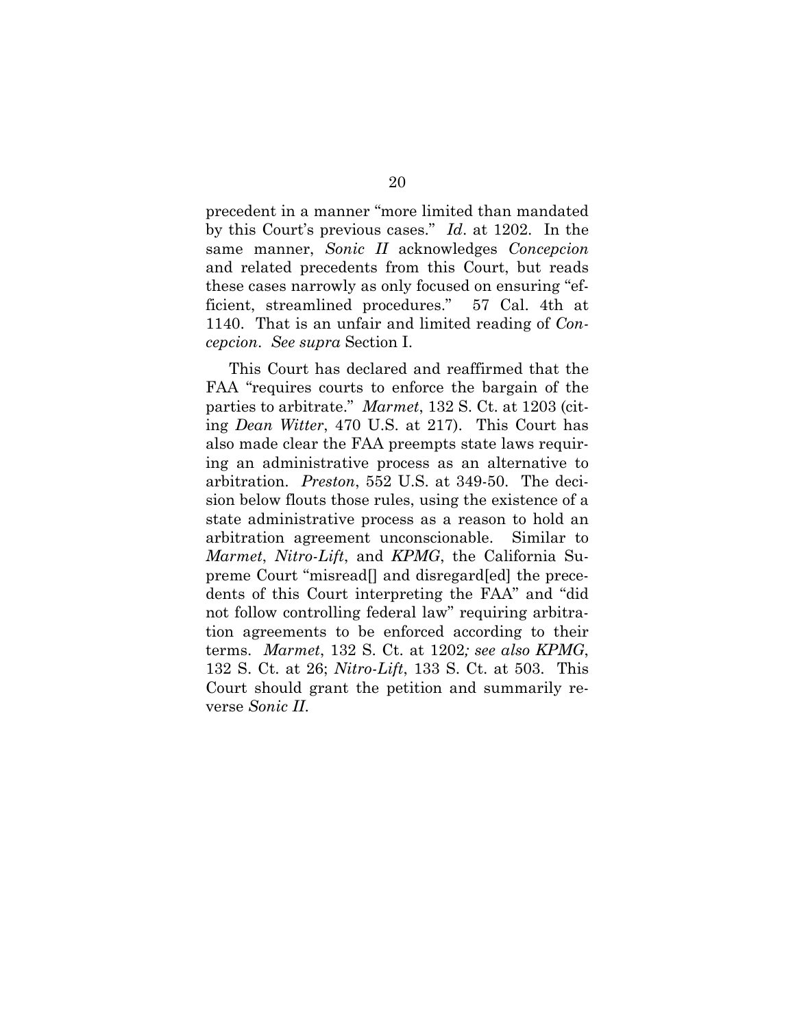precedent in a manner "more limited than mandated by this Court's previous cases." *Id*. at 1202. In the same manner, *Sonic II* acknowledges *Concepcion* and related precedents from this Court, but reads these cases narrowly as only focused on ensuring "efficient, streamlined procedures." 57 Cal. 4th at 1140. That is an unfair and limited reading of *Concepcion*. *See supra* Section I.

This Court has declared and reaffirmed that the FAA "requires courts to enforce the bargain of the parties to arbitrate." *Marmet*, 132 S. Ct. at 1203 (citing *Dean Witter*, 470 U.S. at 217). This Court has also made clear the FAA preempts state laws requiring an administrative process as an alternative to arbitration. *Preston*, 552 U.S. at 349-50. The decision below flouts those rules, using the existence of a state administrative process as a reason to hold an arbitration agreement unconscionable. Similar to *Marmet*, *Nitro-Lift*, and *KPMG*, the California Supreme Court "misread[] and disregard[ed] the precedents of this Court interpreting the FAA" and "did not follow controlling federal law" requiring arbitration agreements to be enforced according to their terms. *Marmet*, 132 S. Ct. at 1202*; see also KPMG*, 132 S. Ct. at 26; *Nitro-Lift*, 133 S. Ct. at 503. This Court should grant the petition and summarily reverse *Sonic II.*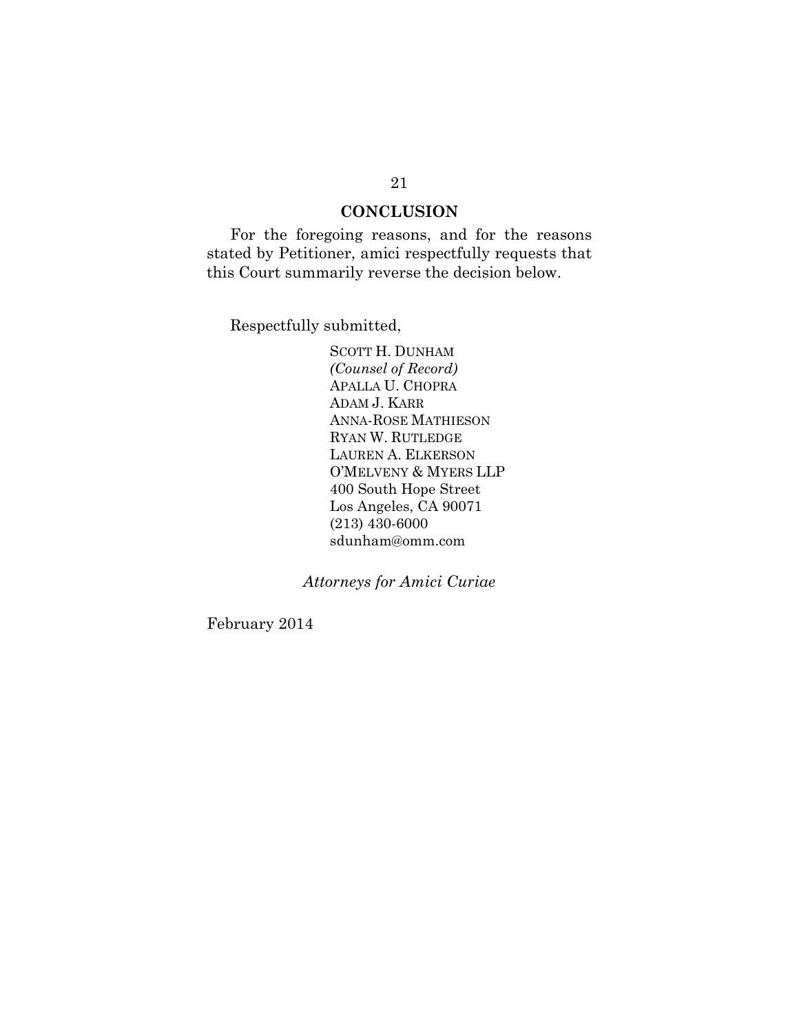## CONCLUSION

For the foregoing reasons, and for the reasons stated by Petitioner, amici respectfully requests that this Court summarily reverse the decision below.

Respectfully submitted,

SCOTT H. DUNHAM
*(Counsel of Record)*
APALLA U. CHOPRA
ADAM J. KARR
ANNA-ROSE MATHIESON
RYAN W. RUTLEDGE
LAUREN A. ELKERSON
O'MELVENY & MYERS LLP
400 South Hope Street
Los Angeles, CA 90071
(213) 430-6000
sdunham@omm.com

*Attorneys for Amici Curiae*

February 2014